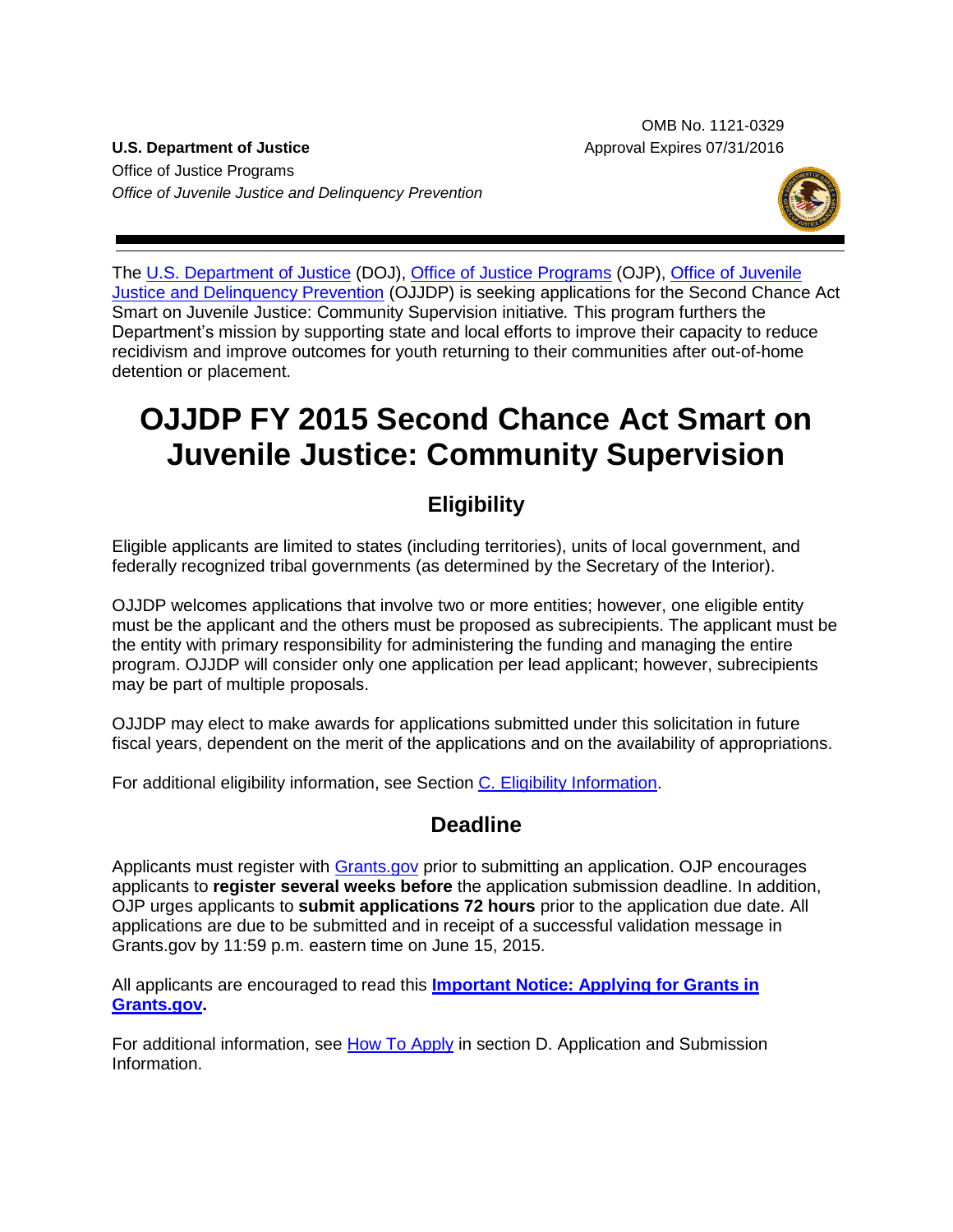OMB No. 1121-0329
Approval Expires 07/31/2016

**U.S. Department of Justice**
Office of Justice Programs
*Office of Juvenile Justice and Delinquency Prevention*

The U.S. Department of Justice (DOJ), Office of Justice Programs (OJP), Office of Juvenile Justice and Delinquency Prevention (OJJDP) is seeking applications for the Second Chance Act Smart on Juvenile Justice: Community Supervision initiative*.* This program furthers the Department's mission by supporting state and local efforts to improve their capacity to reduce recidivism and improve outcomes for youth returning to their communities after out-of-home detention or placement.

# OJJDP FY 2015 Second Chance Act Smart on Juvenile Justice: Community Supervision

## Eligibility

Eligible applicants are limited to states (including territories), units of local government, and federally recognized tribal governments (as determined by the Secretary of the Interior).

OJJDP welcomes applications that involve two or more entities; however, one eligible entity must be the applicant and the others must be proposed as subrecipients. The applicant must be the entity with primary responsibility for administering the funding and managing the entire program. OJJDP will consider only one application per lead applicant; however, subrecipients may be part of multiple proposals.

OJJDP may elect to make awards for applications submitted under this solicitation in future fiscal years, dependent on the merit of the applications and on the availability of appropriations.

For additional eligibility information, see Section C. Eligibility Information.

## Deadline

Applicants must register with Grants.gov prior to submitting an application. OJP encourages applicants to **register several weeks before** the application submission deadline. In addition, OJP urges applicants to **submit applications 72 hours** prior to the application due date. All applications are due to be submitted and in receipt of a successful validation message in Grants.gov by 11:59 p.m. eastern time on June 15, 2015.

All applicants are encouraged to read this **Important Notice: Applying for Grants in Grants.gov.**

For additional information, see How To Apply in section D. Application and Submission Information.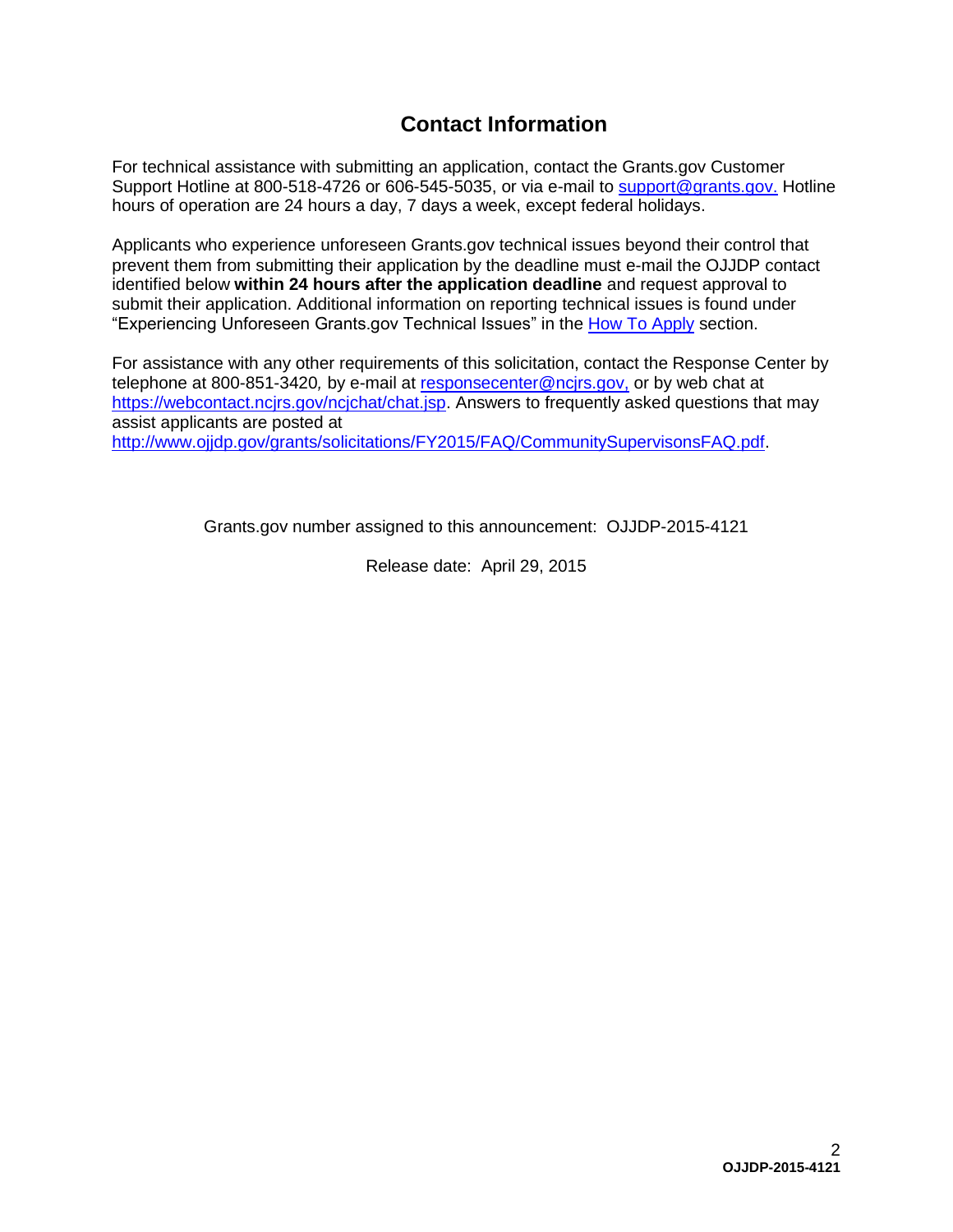## Contact Information

For technical assistance with submitting an application, contact the Grants.gov Customer Support Hotline at 800-518-4726 or 606-545-5035, or via e-mail to support@grants.gov. Hotline hours of operation are 24 hours a day, 7 days a week, except federal holidays.

Applicants who experience unforeseen Grants.gov technical issues beyond their control that prevent them from submitting their application by the deadline must e-mail the OJJDP contact identified below **within 24 hours after the application deadline** and request approval to submit their application. Additional information on reporting technical issues is found under "Experiencing Unforeseen Grants.gov Technical Issues" in the How To Apply section.

For assistance with any other requirements of this solicitation, contact the Response Center by telephone at 800-851-3420, by e-mail at responsecenter@ncjrs.gov, or by web chat at https://webcontact.ncjrs.gov/ncjchat/chat.jsp. Answers to frequently asked questions that may assist applicants are posted at http://www.ojjdp.gov/grants/solicitations/FY2015/FAQ/CommunitySupervisonsFAQ.pdf.

Grants.gov number assigned to this announcement: OJJDP-2015-4121

Release date: April 29, 2015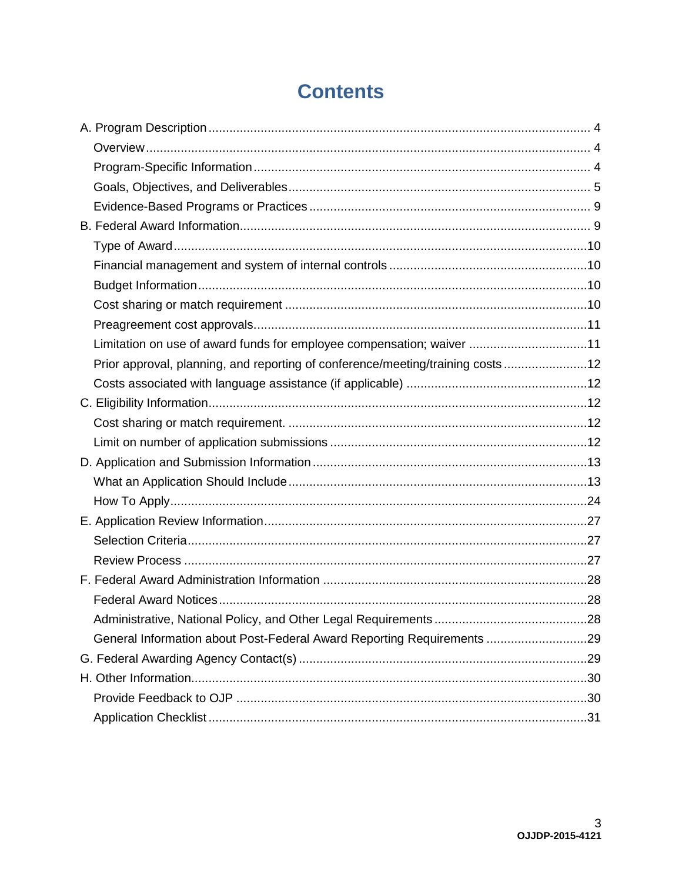# Contents

A. Program Description ... 4

- Overview ... 4
- Program-Specific Information ... 4
- Goals, Objectives, and Deliverables ... 5
- Evidence-Based Programs or Practices ... 9

B. Federal Award Information ... 9

- Type of Award ... 10
- Financial management and system of internal controls ... 10
- Budget Information ... 10
- Cost sharing or match requirement ... 10
- Preagreement cost approvals ... 11
- Limitation on use of award funds for employee compensation; waiver ... 11
- Prior approval, planning, and reporting of conference/meeting/training costs ... 12
- Costs associated with language assistance (if applicable) ... 12

C. Eligibility Information ... 12

- Cost sharing or match requirement. ... 12
- Limit on number of application submissions ... 12

D. Application and Submission Information ... 13

- What an Application Should Include ... 13
- How To Apply ... 24

E. Application Review Information ... 27

- Selection Criteria ... 27
- Review Process ... 27

F. Federal Award Administration Information ... 28

- Federal Award Notices ... 28
- Administrative, National Policy, and Other Legal Requirements ... 28
- General Information about Post-Federal Award Reporting Requirements ... 29

G. Federal Awarding Agency Contact(s) ... 29

H. Other Information ... 30

- Provide Feedback to OJP ... 30
- Application Checklist ... 31

OJJDP-2015-4121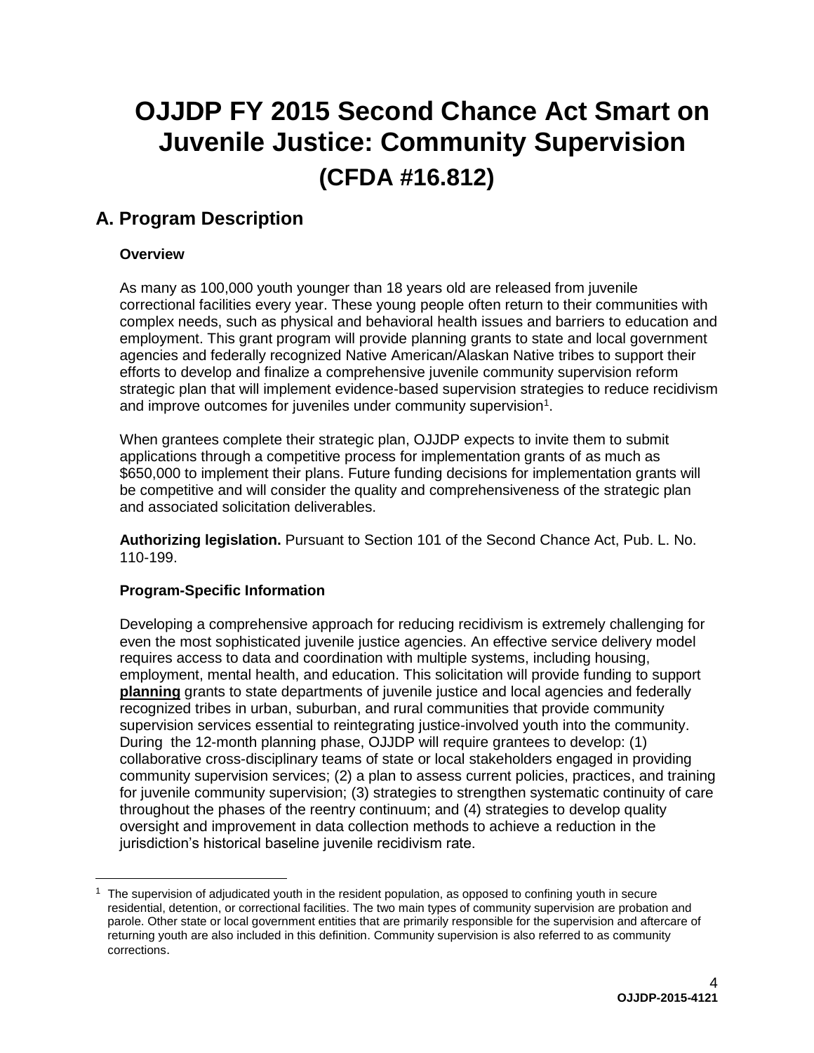# OJJDP FY 2015 Second Chance Act Smart on Juvenile Justice: Community Supervision

## (CFDA #16.812)

## A. Program Description

### Overview

As many as 100,000 youth younger than 18 years old are released from juvenile correctional facilities every year. These young people often return to their communities with complex needs, such as physical and behavioral health issues and barriers to education and employment. This grant program will provide planning grants to state and local government agencies and federally recognized Native American/Alaskan Native tribes to support their efforts to develop and finalize a comprehensive juvenile community supervision reform strategic plan that will implement evidence-based supervision strategies to reduce recidivism and improve outcomes for juveniles under community supervision[1].

When grantees complete their strategic plan, OJJDP expects to invite them to submit applications through a competitive process for implementation grants of as much as $650,000 to implement their plans. Future funding decisions for implementation grants will be competitive and will consider the quality and comprehensiveness of the strategic plan and associated solicitation deliverables.

**Authorizing legislation.** Pursuant to Section 101 of the Second Chance Act, Pub. L. No. 110-199.

### Program-Specific Information

Developing a comprehensive approach for reducing recidivism is extremely challenging for even the most sophisticated juvenile justice agencies. An effective service delivery model requires access to data and coordination with multiple systems, including housing, employment, mental health, and education. This solicitation will provide funding to support **planning** grants to state departments of juvenile justice and local agencies and federally recognized tribes in urban, suburban, and rural communities that provide community supervision services essential to reintegrating justice-involved youth into the community. During the 12-month planning phase, OJJDP will require grantees to develop: (1) collaborative cross-disciplinary teams of state or local stakeholders engaged in providing community supervision services; (2) a plan to assess current policies, practices, and training for juvenile community supervision; (3) strategies to strengthen systematic continuity of care throughout the phases of the reentry continuum; and (4) strategies to develop quality oversight and improvement in data collection methods to achieve a reduction in the jurisdiction's historical baseline juvenile recidivism rate.

---

[1] The supervision of adjudicated youth in the resident population, as opposed to confining youth in secure residential, detention, or correctional facilities. The two main types of community supervision are probation and parole. Other state or local government entities that are primarily responsible for the supervision and aftercare of returning youth are also included in this definition. Community supervision is also referred to as community corrections.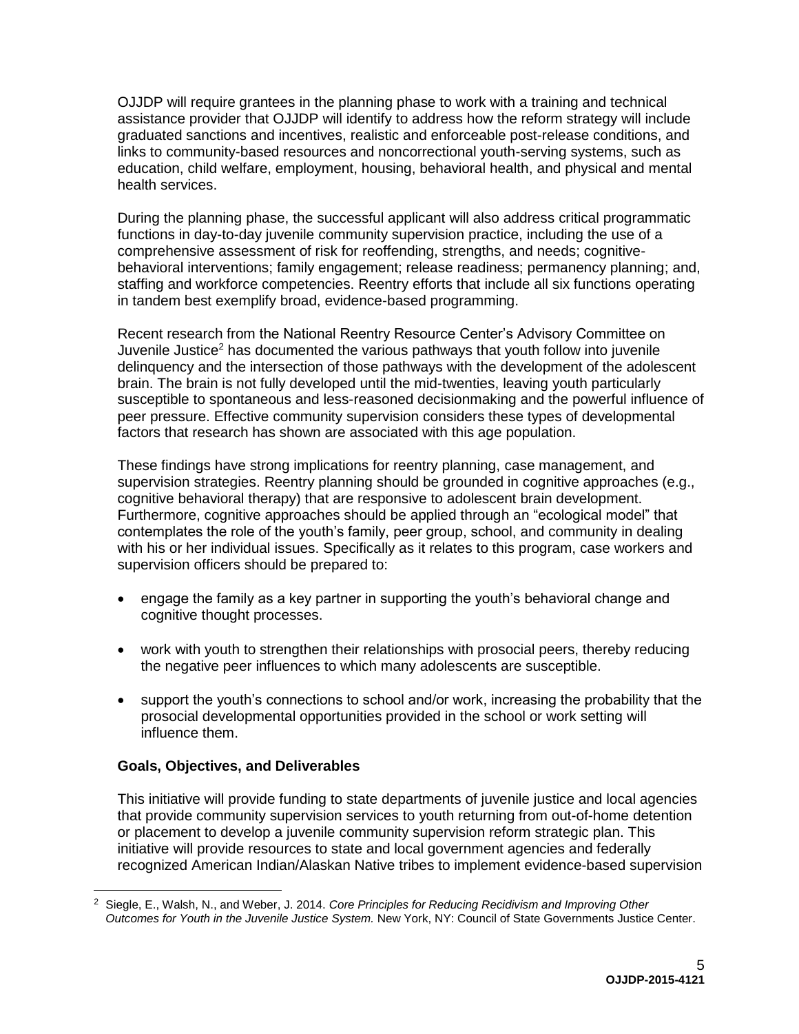OJJDP will require grantees in the planning phase to work with a training and technical assistance provider that OJJDP will identify to address how the reform strategy will include graduated sanctions and incentives, realistic and enforceable post-release conditions, and links to community-based resources and noncorrectional youth-serving systems, such as education, child welfare, employment, housing, behavioral health, and physical and mental health services.

During the planning phase, the successful applicant will also address critical programmatic functions in day-to-day juvenile community supervision practice, including the use of a comprehensive assessment of risk for reoffending, strengths, and needs; cognitive-behavioral interventions; family engagement; release readiness; permanency planning; and, staffing and workforce competencies. Reentry efforts that include all six functions operating in tandem best exemplify broad, evidence-based programming.

Recent research from the National Reentry Resource Center's Advisory Committee on Juvenile Justice[2] has documented the various pathways that youth follow into juvenile delinquency and the intersection of those pathways with the development of the adolescent brain. The brain is not fully developed until the mid-twenties, leaving youth particularly susceptible to spontaneous and less-reasoned decisionmaking and the powerful influence of peer pressure. Effective community supervision considers these types of developmental factors that research has shown are associated with this age population.

These findings have strong implications for reentry planning, case management, and supervision strategies. Reentry planning should be grounded in cognitive approaches (e.g., cognitive behavioral therapy) that are responsive to adolescent brain development. Furthermore, cognitive approaches should be applied through an "ecological model" that contemplates the role of the youth's family, peer group, school, and community in dealing with his or her individual issues. Specifically as it relates to this program, case workers and supervision officers should be prepared to:

- engage the family as a key partner in supporting the youth's behavioral change and cognitive thought processes.
- work with youth to strengthen their relationships with prosocial peers, thereby reducing the negative peer influences to which many adolescents are susceptible.
- support the youth's connections to school and/or work, increasing the probability that the prosocial developmental opportunities provided in the school or work setting will influence them.

**Goals, Objectives, and Deliverables**

This initiative will provide funding to state departments of juvenile justice and local agencies that provide community supervision services to youth returning from out-of-home detention or placement to develop a juvenile community supervision reform strategic plan. This initiative will provide resources to state and local government agencies and federally recognized American Indian/Alaskan Native tribes to implement evidence-based supervision

---

[2] Siegle, E., Walsh, N., and Weber, J. 2014. *Core Principles for Reducing Recidivism and Improving Other Outcomes for Youth in the Juvenile Justice System.* New York, NY: Council of State Governments Justice Center.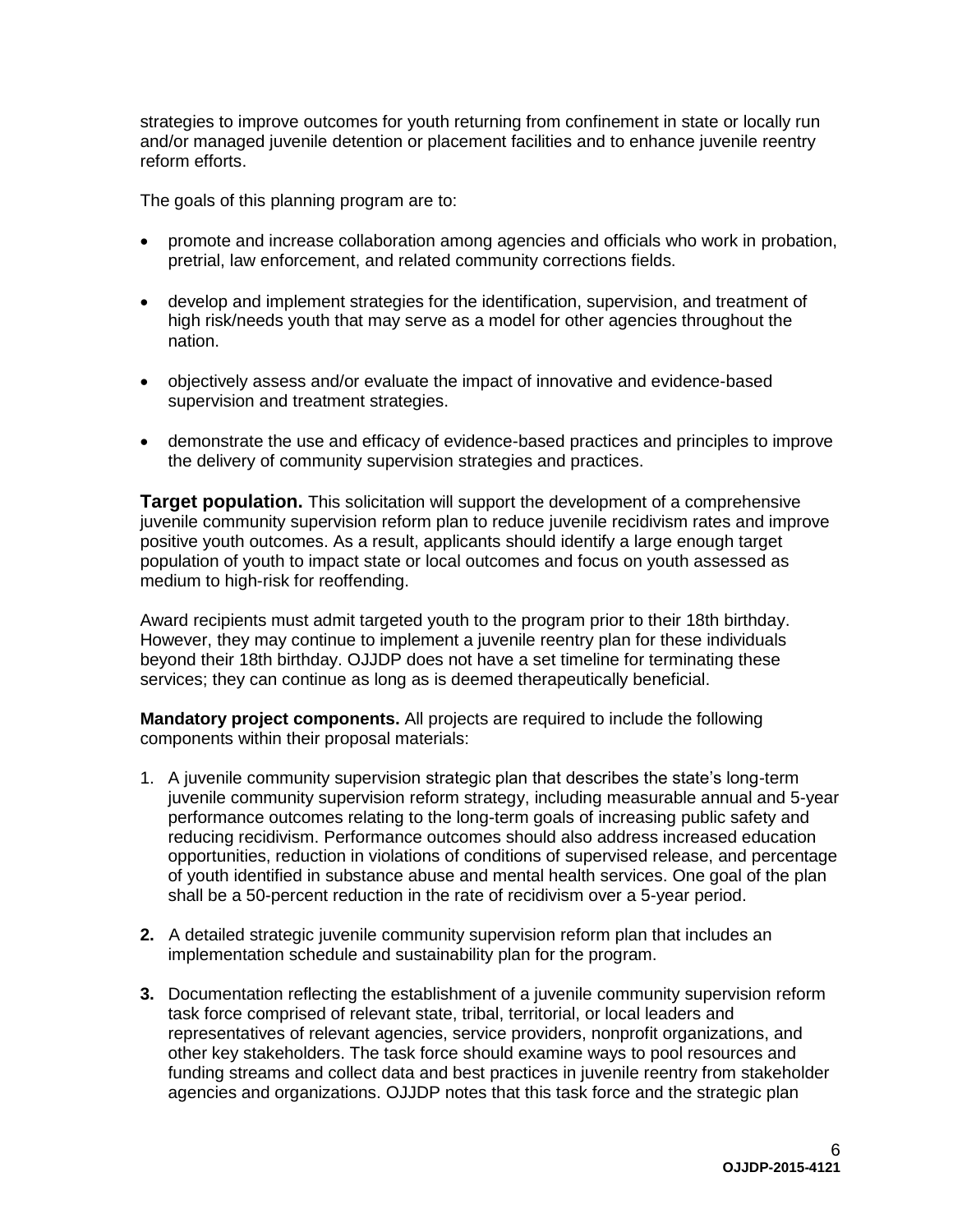strategies to improve outcomes for youth returning from confinement in state or locally run and/or managed juvenile detention or placement facilities and to enhance juvenile reentry reform efforts.

The goals of this planning program are to:

- promote and increase collaboration among agencies and officials who work in probation, pretrial, law enforcement, and related community corrections fields.
- develop and implement strategies for the identification, supervision, and treatment of high risk/needs youth that may serve as a model for other agencies throughout the nation.
- objectively assess and/or evaluate the impact of innovative and evidence-based supervision and treatment strategies.
- demonstrate the use and efficacy of evidence-based practices and principles to improve the delivery of community supervision strategies and practices.

**Target population.** This solicitation will support the development of a comprehensive juvenile community supervision reform plan to reduce juvenile recidivism rates and improve positive youth outcomes. As a result, applicants should identify a large enough target population of youth to impact state or local outcomes and focus on youth assessed as medium to high-risk for reoffending.

Award recipients must admit targeted youth to the program prior to their 18th birthday. However, they may continue to implement a juvenile reentry plan for these individuals beyond their 18th birthday. OJJDP does not have a set timeline for terminating these services; they can continue as long as is deemed therapeutically beneficial.

**Mandatory project components.** All projects are required to include the following components within their proposal materials:

1. A juvenile community supervision strategic plan that describes the state's long-term juvenile community supervision reform strategy, including measurable annual and 5-year performance outcomes relating to the long-term goals of increasing public safety and reducing recidivism. Performance outcomes should also address increased education opportunities, reduction in violations of conditions of supervised release, and percentage of youth identified in substance abuse and mental health services. One goal of the plan shall be a 50-percent reduction in the rate of recidivism over a 5-year period.
2. A detailed strategic juvenile community supervision reform plan that includes an implementation schedule and sustainability plan for the program.
3. Documentation reflecting the establishment of a juvenile community supervision reform task force comprised of relevant state, tribal, territorial, or local leaders and representatives of relevant agencies, service providers, nonprofit organizations, and other key stakeholders. The task force should examine ways to pool resources and funding streams and collect data and best practices in juvenile reentry from stakeholder agencies and organizations. OJJDP notes that this task force and the strategic plan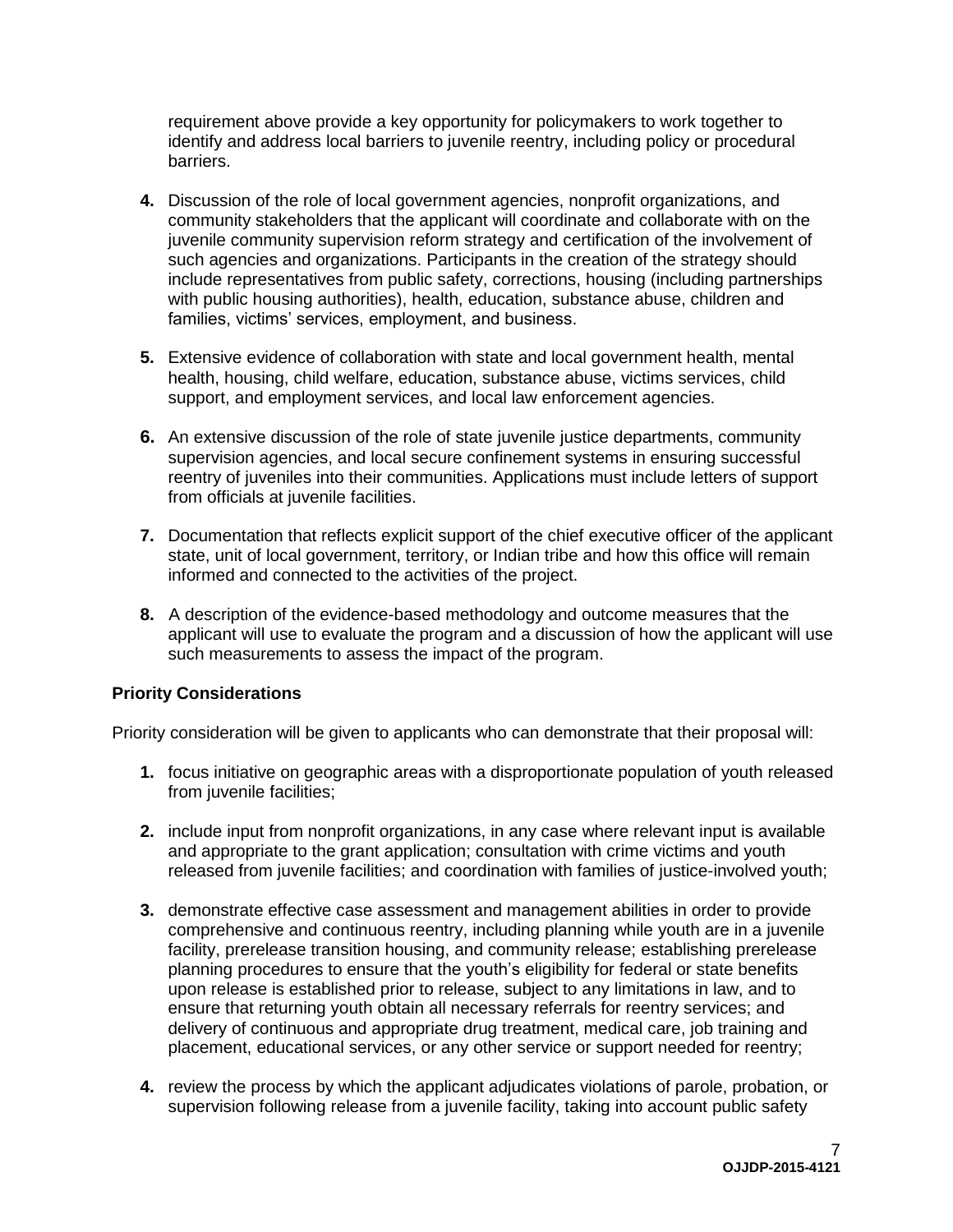requirement above provide a key opportunity for policymakers to work together to identify and address local barriers to juvenile reentry, including policy or procedural barriers.

4. Discussion of the role of local government agencies, nonprofit organizations, and community stakeholders that the applicant will coordinate and collaborate with on the juvenile community supervision reform strategy and certification of the involvement of such agencies and organizations. Participants in the creation of the strategy should include representatives from public safety, corrections, housing (including partnerships with public housing authorities), health, education, substance abuse, children and families, victims' services, employment, and business.

5. Extensive evidence of collaboration with state and local government health, mental health, housing, child welfare, education, substance abuse, victims services, child support, and employment services, and local law enforcement agencies.

6. An extensive discussion of the role of state juvenile justice departments, community supervision agencies, and local secure confinement systems in ensuring successful reentry of juveniles into their communities. Applications must include letters of support from officials at juvenile facilities.

7. Documentation that reflects explicit support of the chief executive officer of the applicant state, unit of local government, territory, or Indian tribe and how this office will remain informed and connected to the activities of the project.

8. A description of the evidence-based methodology and outcome measures that the applicant will use to evaluate the program and a discussion of how the applicant will use such measurements to assess the impact of the program.

**Priority Considerations**

Priority consideration will be given to applicants who can demonstrate that their proposal will:

1. focus initiative on geographic areas with a disproportionate population of youth released from juvenile facilities;

2. include input from nonprofit organizations, in any case where relevant input is available and appropriate to the grant application; consultation with crime victims and youth released from juvenile facilities; and coordination with families of justice-involved youth;

3. demonstrate effective case assessment and management abilities in order to provide comprehensive and continuous reentry, including planning while youth are in a juvenile facility, prerelease transition housing, and community release; establishing prerelease planning procedures to ensure that the youth's eligibility for federal or state benefits upon release is established prior to release, subject to any limitations in law, and to ensure that returning youth obtain all necessary referrals for reentry services; and delivery of continuous and appropriate drug treatment, medical care, job training and placement, educational services, or any other service or support needed for reentry;

4. review the process by which the applicant adjudicates violations of parole, probation, or supervision following release from a juvenile facility, taking into account public safety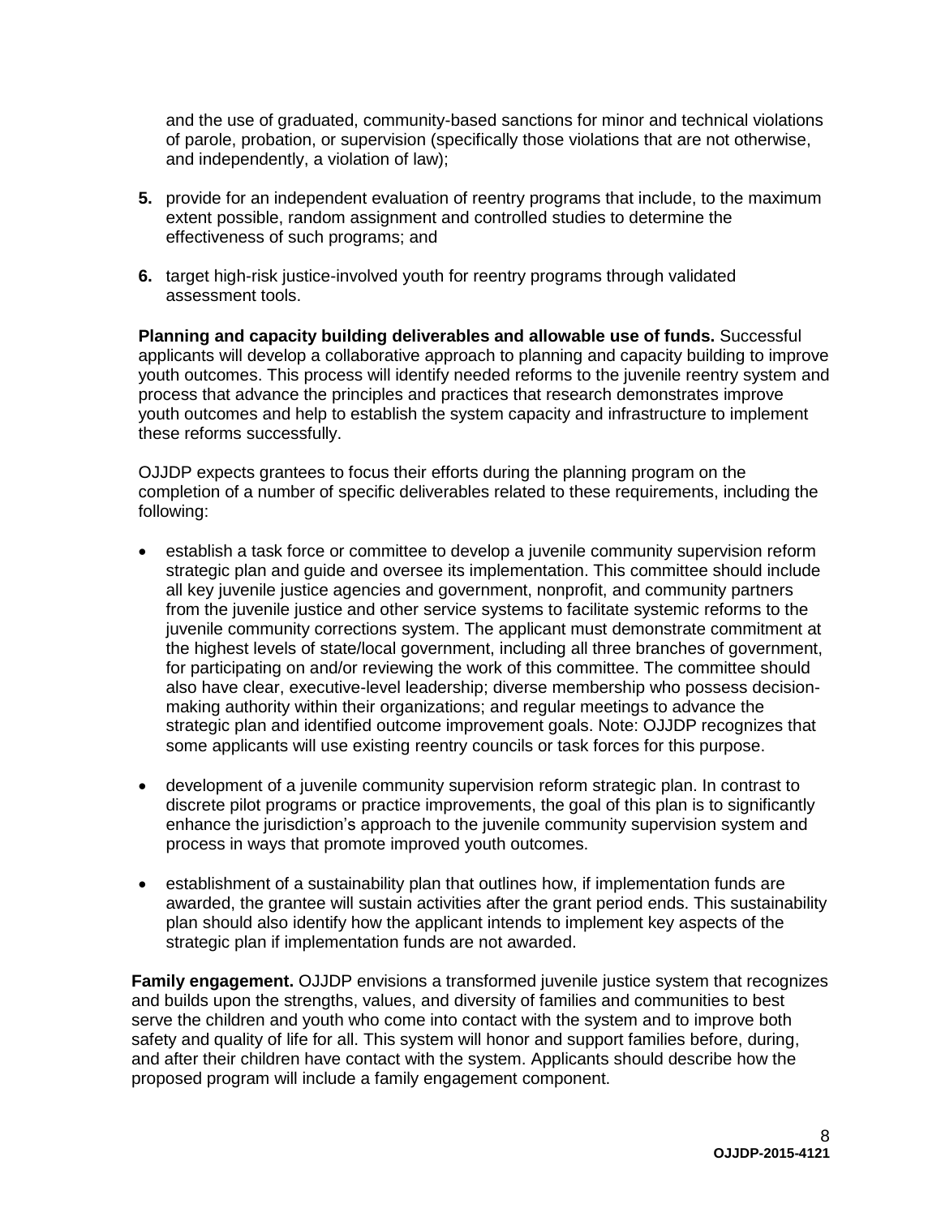and the use of graduated, community-based sanctions for minor and technical violations of parole, probation, or supervision (specifically those violations that are not otherwise, and independently, a violation of law);

5. provide for an independent evaluation of reentry programs that include, to the maximum extent possible, random assignment and controlled studies to determine the effectiveness of such programs; and

6. target high-risk justice-involved youth for reentry programs through validated assessment tools.

**Planning and capacity building deliverables and allowable use of funds.** Successful applicants will develop a collaborative approach to planning and capacity building to improve youth outcomes. This process will identify needed reforms to the juvenile reentry system and process that advance the principles and practices that research demonstrates improve youth outcomes and help to establish the system capacity and infrastructure to implement these reforms successfully.

OJJDP expects grantees to focus their efforts during the planning program on the completion of a number of specific deliverables related to these requirements, including the following:

- establish a task force or committee to develop a juvenile community supervision reform strategic plan and guide and oversee its implementation. This committee should include all key juvenile justice agencies and government, nonprofit, and community partners from the juvenile justice and other service systems to facilitate systemic reforms to the juvenile community corrections system. The applicant must demonstrate commitment at the highest levels of state/local government, including all three branches of government, for participating on and/or reviewing the work of this committee. The committee should also have clear, executive-level leadership; diverse membership who possess decision-making authority within their organizations; and regular meetings to advance the strategic plan and identified outcome improvement goals. Note: OJJDP recognizes that some applicants will use existing reentry councils or task forces for this purpose.

- development of a juvenile community supervision reform strategic plan. In contrast to discrete pilot programs or practice improvements, the goal of this plan is to significantly enhance the jurisdiction's approach to the juvenile community supervision system and process in ways that promote improved youth outcomes.

- establishment of a sustainability plan that outlines how, if implementation funds are awarded, the grantee will sustain activities after the grant period ends. This sustainability plan should also identify how the applicant intends to implement key aspects of the strategic plan if implementation funds are not awarded.

**Family engagement.** OJJDP envisions a transformed juvenile justice system that recognizes and builds upon the strengths, values, and diversity of families and communities to best serve the children and youth who come into contact with the system and to improve both safety and quality of life for all. This system will honor and support families before, during, and after their children have contact with the system. Applicants should describe how the proposed program will include a family engagement component.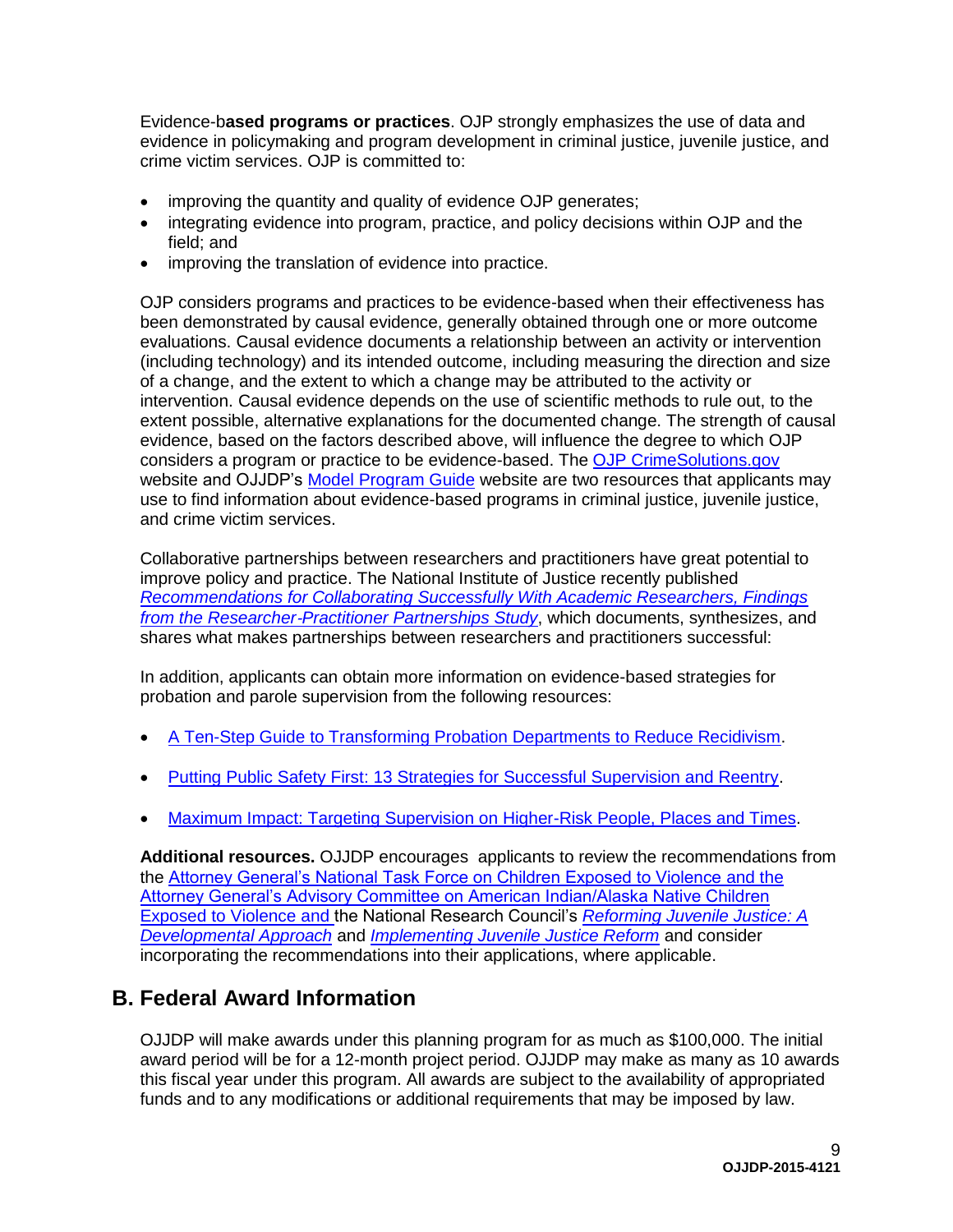Evidence-b**ased programs or practices**. OJP strongly emphasizes the use of data and evidence in policymaking and program development in criminal justice, juvenile justice, and crime victim services. OJP is committed to:

- improving the quantity and quality of evidence OJP generates;
- integrating evidence into program, practice, and policy decisions within OJP and the field; and
- improving the translation of evidence into practice.

OJP considers programs and practices to be evidence-based when their effectiveness has been demonstrated by causal evidence, generally obtained through one or more outcome evaluations. Causal evidence documents a relationship between an activity or intervention (including technology) and its intended outcome, including measuring the direction and size of a change, and the extent to which a change may be attributed to the activity or intervention. Causal evidence depends on the use of scientific methods to rule out, to the extent possible, alternative explanations for the documented change. The strength of causal evidence, based on the factors described above, will influence the degree to which OJP considers a program or practice to be evidence-based. The OJP CrimeSolutions.gov website and OJJDP's Model Program Guide website are two resources that applicants may use to find information about evidence-based programs in criminal justice, juvenile justice, and crime victim services.

Collaborative partnerships between researchers and practitioners have great potential to improve policy and practice. The National Institute of Justice recently published *Recommendations for Collaborating Successfully With Academic Researchers, Findings from the Researcher-Practitioner Partnerships Study*, which documents, synthesizes, and shares what makes partnerships between researchers and practitioners successful:

In addition, applicants can obtain more information on evidence-based strategies for probation and parole supervision from the following resources:

- A Ten-Step Guide to Transforming Probation Departments to Reduce Recidivism.
- Putting Public Safety First: 13 Strategies for Successful Supervision and Reentry.
- Maximum Impact: Targeting Supervision on Higher-Risk People, Places and Times.

**Additional resources.** OJJDP encourages applicants to review the recommendations from the Attorney General's National Task Force on Children Exposed to Violence and the Attorney General's Advisory Committee on American Indian/Alaska Native Children Exposed to Violence and the National Research Council's *Reforming Juvenile Justice: A Developmental Approach* and *Implementing Juvenile Justice Reform* and consider incorporating the recommendations into their applications, where applicable.

## B. Federal Award Information

OJJDP will make awards under this planning program for as much as $100,000. The initial award period will be for a 12-month project period. OJJDP may make as many as 10 awards this fiscal year under this program. All awards are subject to the availability of appropriated funds and to any modifications or additional requirements that may be imposed by law.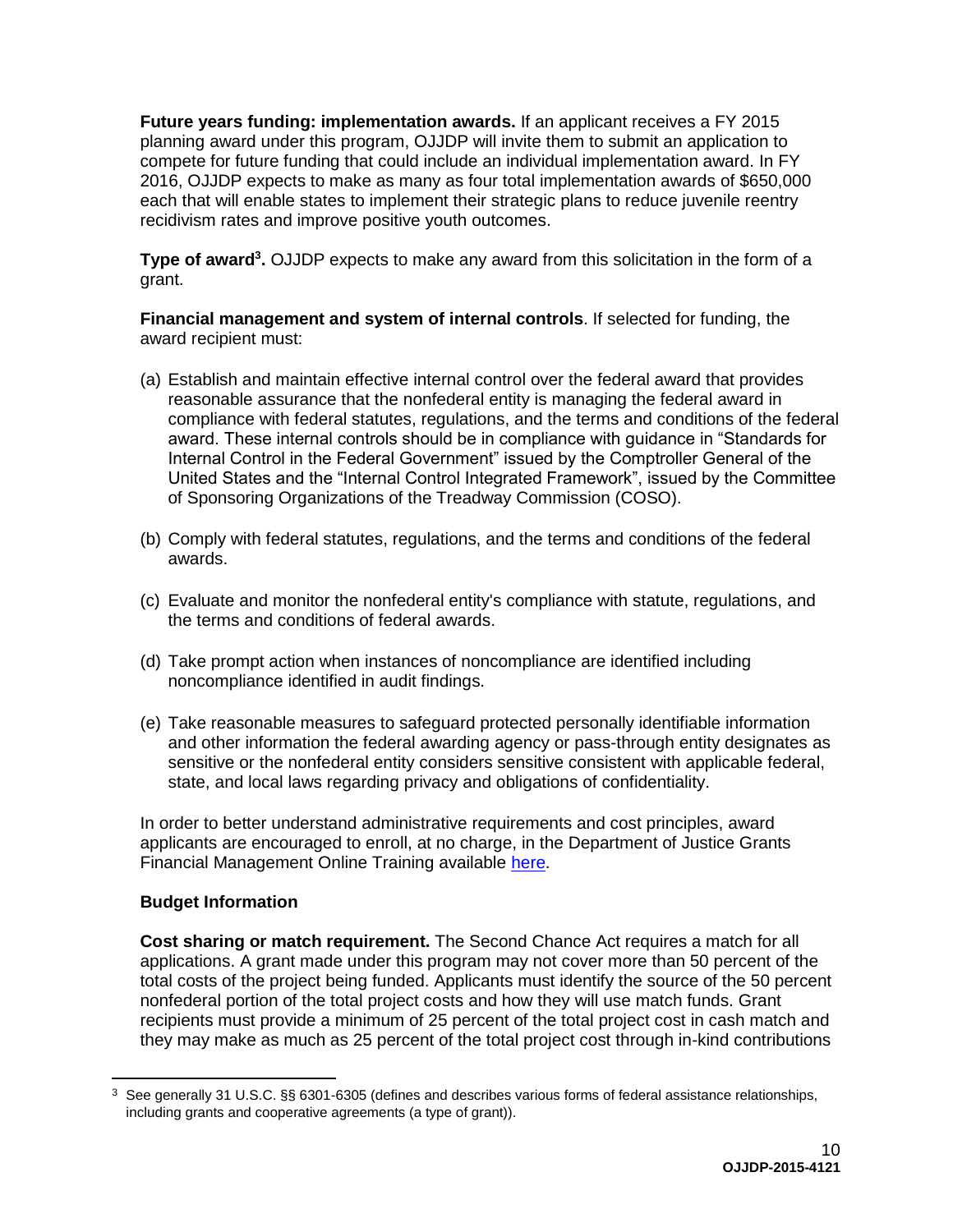**Future years funding: implementation awards.** If an applicant receives a FY 2015 planning award under this program, OJJDP will invite them to submit an application to compete for future funding that could include an individual implementation award. In FY 2016, OJJDP expects to make as many as four total implementation awards of $650,000 each that will enable states to implement their strategic plans to reduce juvenile reentry recidivism rates and improve positive youth outcomes.

**Type of award[3].** OJJDP expects to make any award from this solicitation in the form of a grant.

**Financial management and system of internal controls**. If selected for funding, the award recipient must:

(a) Establish and maintain effective internal control over the federal award that provides reasonable assurance that the nonfederal entity is managing the federal award in compliance with federal statutes, regulations, and the terms and conditions of the federal award. These internal controls should be in compliance with guidance in "Standards for Internal Control in the Federal Government" issued by the Comptroller General of the United States and the "Internal Control Integrated Framework", issued by the Committee of Sponsoring Organizations of the Treadway Commission (COSO).

(b) Comply with federal statutes, regulations, and the terms and conditions of the federal awards.

(c) Evaluate and monitor the nonfederal entity's compliance with statute, regulations, and the terms and conditions of federal awards.

(d) Take prompt action when instances of noncompliance are identified including noncompliance identified in audit findings.

(e) Take reasonable measures to safeguard protected personally identifiable information and other information the federal awarding agency or pass-through entity designates as sensitive or the nonfederal entity considers sensitive consistent with applicable federal, state, and local laws regarding privacy and obligations of confidentiality.

In order to better understand administrative requirements and cost principles, award applicants are encouraged to enroll, at no charge, in the Department of Justice Grants Financial Management Online Training available [here](here).

**Budget Information**

**Cost sharing or match requirement.** The Second Chance Act requires a match for all applications. A grant made under this program may not cover more than 50 percent of the total costs of the project being funded. Applicants must identify the source of the 50 percent nonfederal portion of the total project costs and how they will use match funds. Grant recipients must provide a minimum of 25 percent of the total project cost in cash match and they may make as much as 25 percent of the total project cost through in-kind contributions

---

[3] See generally 31 U.S.C. §§ 6301-6305 (defines and describes various forms of federal assistance relationships, including grants and cooperative agreements (a type of grant)).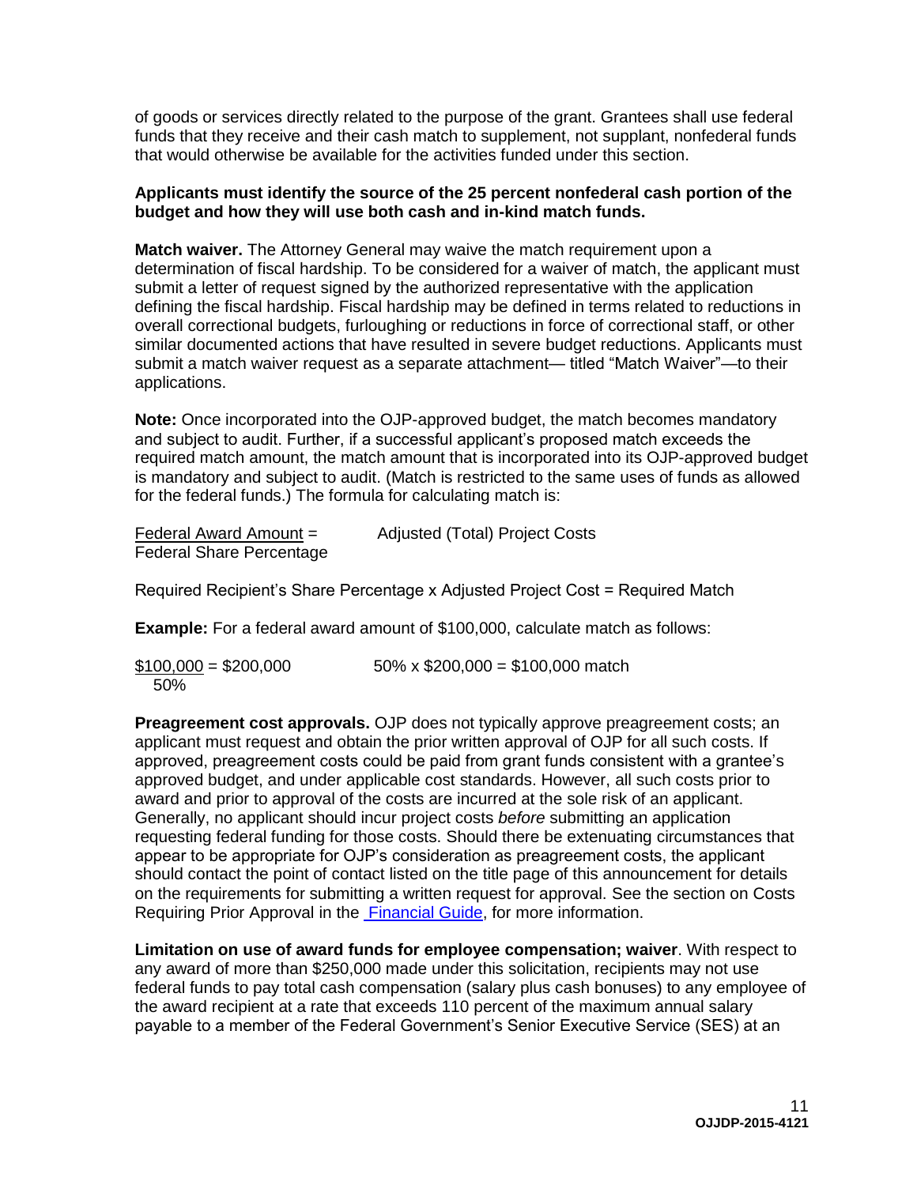of goods or services directly related to the purpose of the grant. Grantees shall use federal funds that they receive and their cash match to supplement, not supplant, nonfederal funds that would otherwise be available for the activities funded under this section.

**Applicants must identify the source of the 25 percent nonfederal cash portion of the budget and how they will use both cash and in-kind match funds.**

**Match waiver.** The Attorney General may waive the match requirement upon a determination of fiscal hardship. To be considered for a waiver of match, the applicant must submit a letter of request signed by the authorized representative with the application defining the fiscal hardship. Fiscal hardship may be defined in terms related to reductions in overall correctional budgets, furloughing or reductions in force of correctional staff, or other similar documented actions that have resulted in severe budget reductions. Applicants must submit a match waiver request as a separate attachment— titled "Match Waiver"—to their applications.

**Note:** Once incorporated into the OJP-approved budget, the match becomes mandatory and subject to audit. Further, if a successful applicant's proposed match exceeds the required match amount, the match amount that is incorporated into its OJP-approved budget is mandatory and subject to audit. (Match is restricted to the same uses of funds as allowed for the federal funds.) The formula for calculating match is:

$$\frac{\text{Federal Award Amount}}{\text{Federal Share Percentage}} = \text{Adjusted (Total) Project Costs}$$

Required Recipient's Share Percentage x Adjusted Project Cost = Required Match

**Example:** For a federal award amount of $100,000, calculate match as follows:

$$\frac{\$100{,}000}{50\%} = \$200{,}000 \qquad 50\% \times \$200{,}000 = \$100{,}000 \text{ match}$$

**Preagreement cost approvals.** OJP does not typically approve preagreement costs; an applicant must request and obtain the prior written approval of OJP for all such costs. If approved, preagreement costs could be paid from grant funds consistent with a grantee's approved budget, and under applicable cost standards. However, all such costs prior to award and prior to approval of the costs are incurred at the sole risk of an applicant. Generally, no applicant should incur project costs *before* submitting an application requesting federal funding for those costs. Should there be extenuating circumstances that appear to be appropriate for OJP's consideration as preagreement costs, the applicant should contact the point of contact listed on the title page of this announcement for details on the requirements for submitting a written request for approval. See the section on Costs Requiring Prior Approval in the Financial Guide, for more information.

**Limitation on use of award funds for employee compensation; waiver**. With respect to any award of more than $250,000 made under this solicitation, recipients may not use federal funds to pay total cash compensation (salary plus cash bonuses) to any employee of the award recipient at a rate that exceeds 110 percent of the maximum annual salary payable to a member of the Federal Government's Senior Executive Service (SES) at an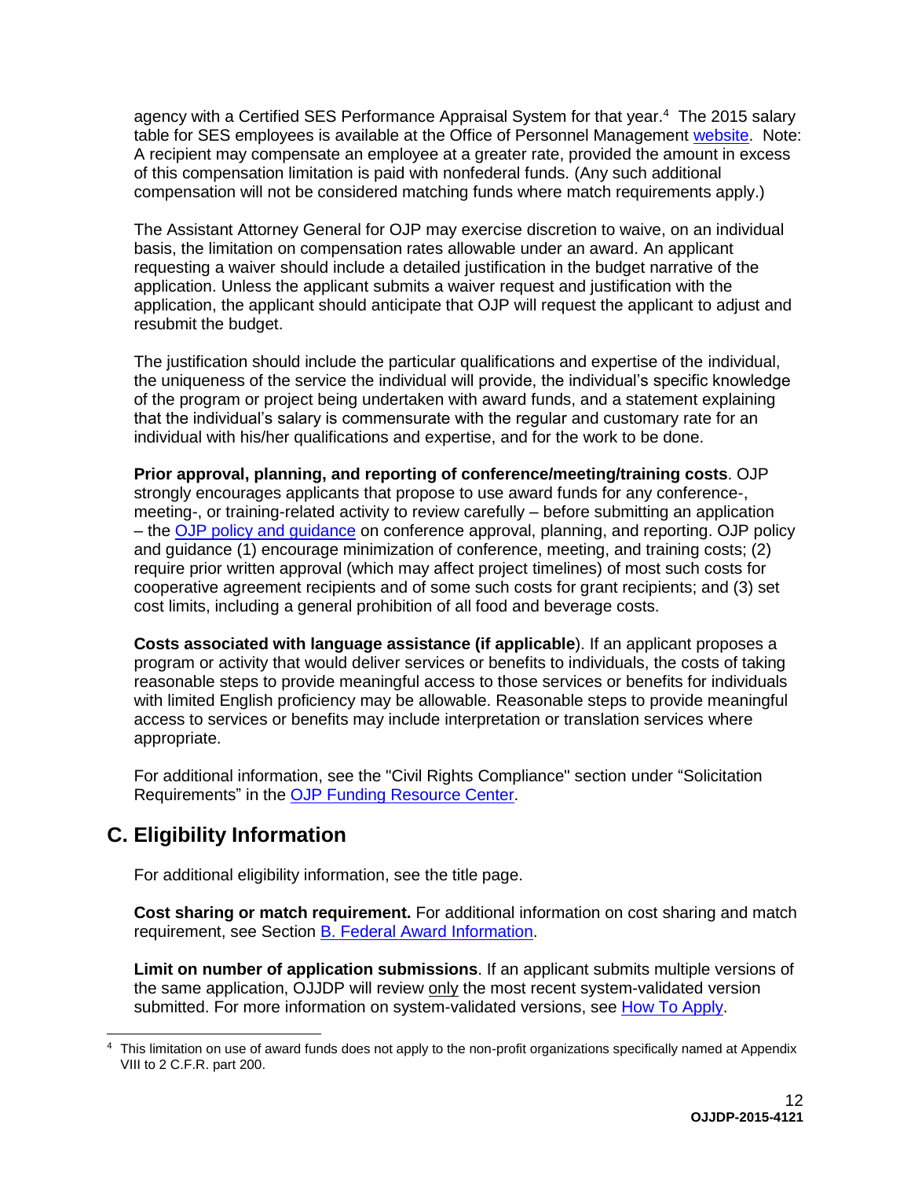agency with a Certified SES Performance Appraisal System for that year.[4] The 2015 salary table for SES employees is available at the Office of Personnel Management website. Note: A recipient may compensate an employee at a greater rate, provided the amount in excess of this compensation limitation is paid with nonfederal funds. (Any such additional compensation will not be considered matching funds where match requirements apply.)

The Assistant Attorney General for OJP may exercise discretion to waive, on an individual basis, the limitation on compensation rates allowable under an award. An applicant requesting a waiver should include a detailed justification in the budget narrative of the application. Unless the applicant submits a waiver request and justification with the application, the applicant should anticipate that OJP will request the applicant to adjust and resubmit the budget.

The justification should include the particular qualifications and expertise of the individual, the uniqueness of the service the individual will provide, the individual's specific knowledge of the program or project being undertaken with award funds, and a statement explaining that the individual's salary is commensurate with the regular and customary rate for an individual with his/her qualifications and expertise, and for the work to be done.

**Prior approval, planning, and reporting of conference/meeting/training costs**. OJP strongly encourages applicants that propose to use award funds for any conference-, meeting-, or training-related activity to review carefully – before submitting an application – the OJP policy and guidance on conference approval, planning, and reporting. OJP policy and guidance (1) encourage minimization of conference, meeting, and training costs; (2) require prior written approval (which may affect project timelines) of most such costs for cooperative agreement recipients and of some such costs for grant recipients; and (3) set cost limits, including a general prohibition of all food and beverage costs.

**Costs associated with language assistance (if applicable**). If an applicant proposes a program or activity that would deliver services or benefits to individuals, the costs of taking reasonable steps to provide meaningful access to those services or benefits for individuals with limited English proficiency may be allowable. Reasonable steps to provide meaningful access to services or benefits may include interpretation or translation services where appropriate.

For additional information, see the "Civil Rights Compliance" section under "Solicitation Requirements" in the OJP Funding Resource Center.

## C. Eligibility Information

For additional eligibility information, see the title page.

**Cost sharing or match requirement.** For additional information on cost sharing and match requirement, see Section B. Federal Award Information.

**Limit on number of application submissions**. If an applicant submits multiple versions of the same application, OJJDP will review only the most recent system-validated version submitted. For more information on system-validated versions, see How To Apply.

---

[4] This limitation on use of award funds does not apply to the non-profit organizations specifically named at Appendix VIII to 2 C.F.R. part 200.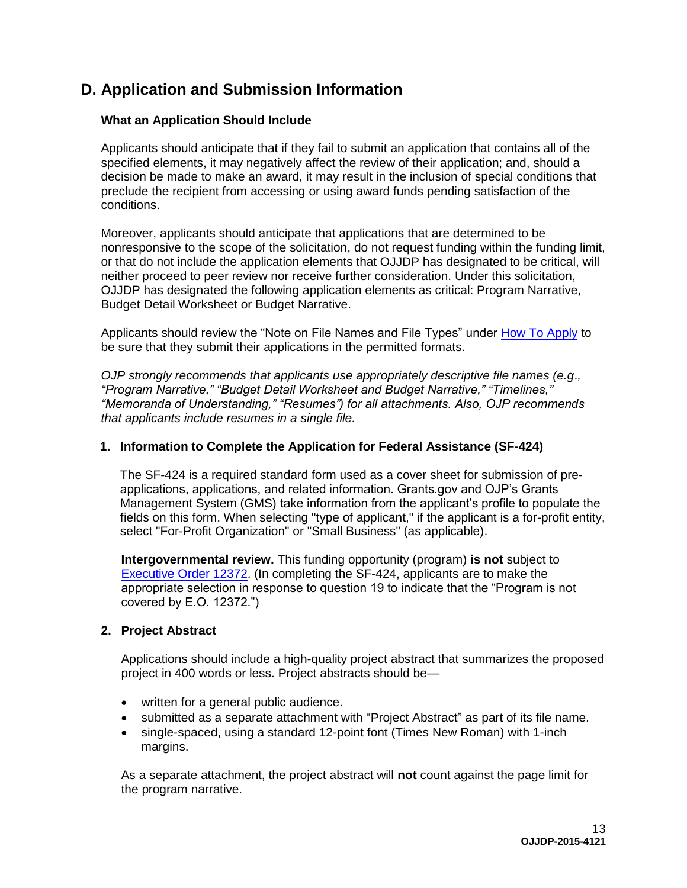## D. Application and Submission Information

### What an Application Should Include

Applicants should anticipate that if they fail to submit an application that contains all of the specified elements, it may negatively affect the review of their application; and, should a decision be made to make an award, it may result in the inclusion of special conditions that preclude the recipient from accessing or using award funds pending satisfaction of the conditions.

Moreover, applicants should anticipate that applications that are determined to be nonresponsive to the scope of the solicitation, do not request funding within the funding limit, or that do not include the application elements that OJJDP has designated to be critical, will neither proceed to peer review nor receive further consideration. Under this solicitation, OJJDP has designated the following application elements as critical: Program Narrative, Budget Detail Worksheet or Budget Narrative.

Applicants should review the "Note on File Names and File Types" under How To Apply to be sure that they submit their applications in the permitted formats.

*OJP strongly recommends that applicants use appropriately descriptive file names (e.g., "Program Narrative," "Budget Detail Worksheet and Budget Narrative," "Timelines," "Memoranda of Understanding," "Resumes") for all attachments. Also, OJP recommends that applicants include resumes in a single file.*

#### 1. Information to Complete the Application for Federal Assistance (SF-424)

The SF-424 is a required standard form used as a cover sheet for submission of pre-applications, applications, and related information. Grants.gov and OJP's Grants Management System (GMS) take information from the applicant's profile to populate the fields on this form. When selecting "type of applicant," if the applicant is a for-profit entity, select "For-Profit Organization" or "Small Business" (as applicable).

**Intergovernmental review.** This funding opportunity (program) **is not** subject to Executive Order 12372. (In completing the SF-424, applicants are to make the appropriate selection in response to question 19 to indicate that the "Program is not covered by E.O. 12372.")

#### 2. Project Abstract

Applications should include a high-quality project abstract that summarizes the proposed project in 400 words or less. Project abstracts should be—

- written for a general public audience.
- submitted as a separate attachment with "Project Abstract" as part of its file name.
- single-spaced, using a standard 12-point font (Times New Roman) with 1-inch margins.

As a separate attachment, the project abstract will **not** count against the page limit for the program narrative.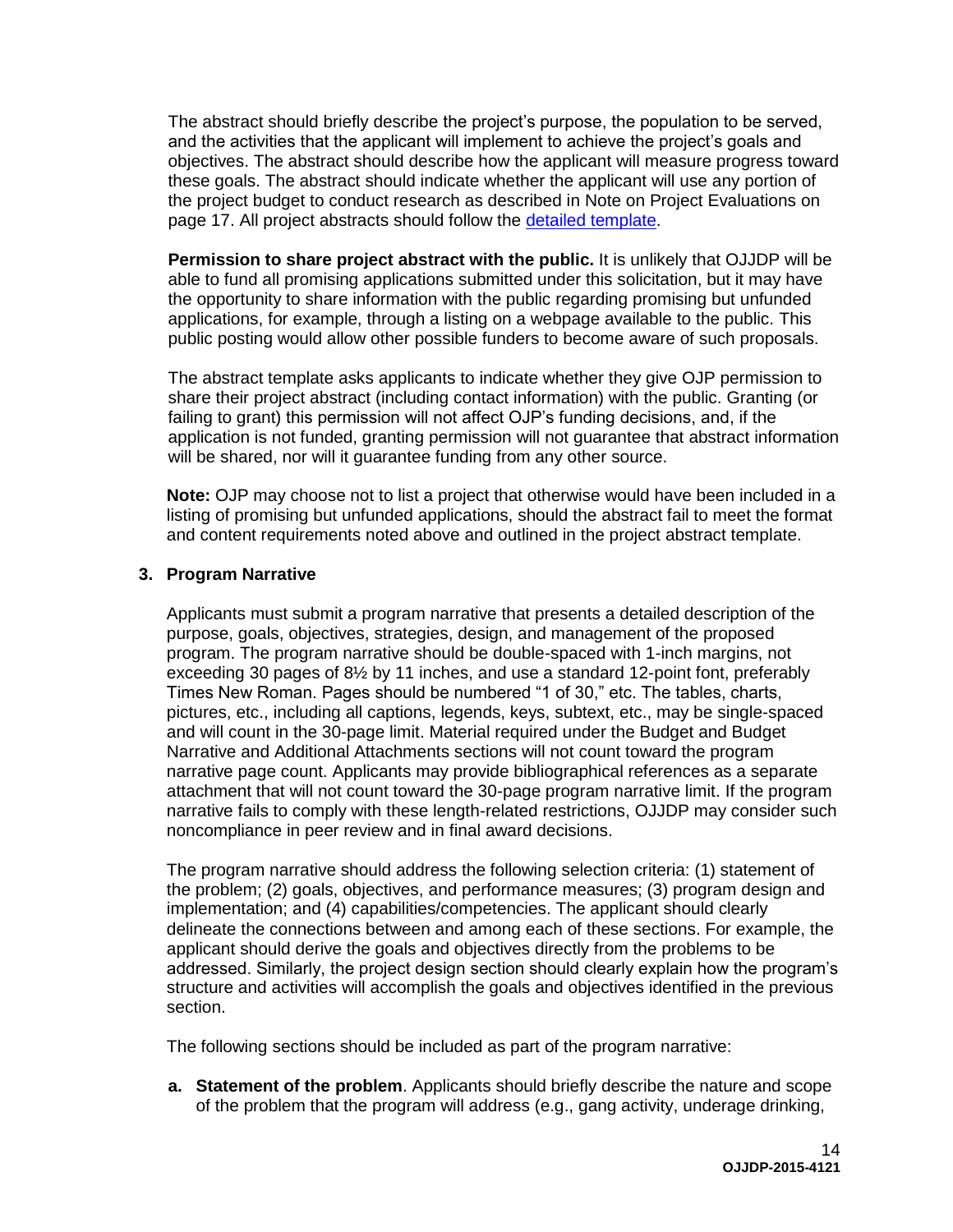The abstract should briefly describe the project's purpose, the population to be served, and the activities that the applicant will implement to achieve the project's goals and objectives. The abstract should describe how the applicant will measure progress toward these goals. The abstract should indicate whether the applicant will use any portion of the project budget to conduct research as described in Note on Project Evaluations on page 17. All project abstracts should follow the detailed template.

**Permission to share project abstract with the public.** It is unlikely that OJJDP will be able to fund all promising applications submitted under this solicitation, but it may have the opportunity to share information with the public regarding promising but unfunded applications, for example, through a listing on a webpage available to the public. This public posting would allow other possible funders to become aware of such proposals.

The abstract template asks applicants to indicate whether they give OJP permission to share their project abstract (including contact information) with the public. Granting (or failing to grant) this permission will not affect OJP's funding decisions, and, if the application is not funded, granting permission will not guarantee that abstract information will be shared, nor will it guarantee funding from any other source.

**Note:** OJP may choose not to list a project that otherwise would have been included in a listing of promising but unfunded applications, should the abstract fail to meet the format and content requirements noted above and outlined in the project abstract template.

**3. Program Narrative**

Applicants must submit a program narrative that presents a detailed description of the purpose, goals, objectives, strategies, design, and management of the proposed program. The program narrative should be double-spaced with 1-inch margins, not exceeding 30 pages of 8½ by 11 inches, and use a standard 12-point font, preferably Times New Roman. Pages should be numbered "1 of 30," etc. The tables, charts, pictures, etc., including all captions, legends, keys, subtext, etc., may be single-spaced and will count in the 30-page limit. Material required under the Budget and Budget Narrative and Additional Attachments sections will not count toward the program narrative page count. Applicants may provide bibliographical references as a separate attachment that will not count toward the 30-page program narrative limit. If the program narrative fails to comply with these length-related restrictions, OJJDP may consider such noncompliance in peer review and in final award decisions.

The program narrative should address the following selection criteria: (1) statement of the problem; (2) goals, objectives, and performance measures; (3) program design and implementation; and (4) capabilities/competencies. The applicant should clearly delineate the connections between and among each of these sections. For example, the applicant should derive the goals and objectives directly from the problems to be addressed. Similarly, the project design section should clearly explain how the program's structure and activities will accomplish the goals and objectives identified in the previous section.

The following sections should be included as part of the program narrative:

**a. Statement of the problem**. Applicants should briefly describe the nature and scope of the problem that the program will address (e.g., gang activity, underage drinking,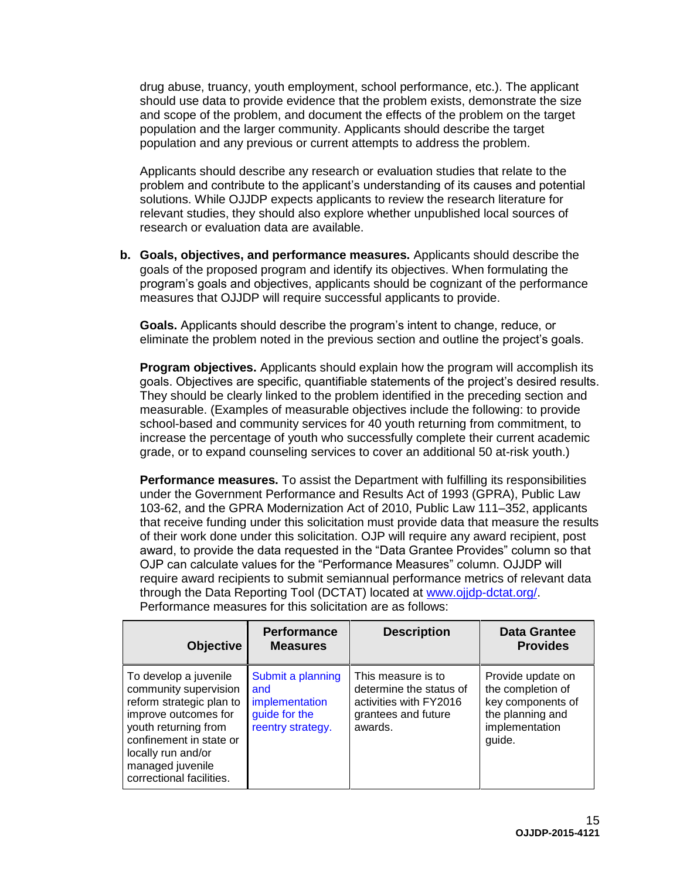drug abuse, truancy, youth employment, school performance, etc.). The applicant should use data to provide evidence that the problem exists, demonstrate the size and scope of the problem, and document the effects of the problem on the target population and the larger community. Applicants should describe the target population and any previous or current attempts to address the problem.

Applicants should describe any research or evaluation studies that relate to the problem and contribute to the applicant's understanding of its causes and potential solutions. While OJJDP expects applicants to review the research literature for relevant studies, they should also explore whether unpublished local sources of research or evaluation data are available.

**b. Goals, objectives, and performance measures.** Applicants should describe the goals of the proposed program and identify its objectives. When formulating the program's goals and objectives, applicants should be cognizant of the performance measures that OJJDP will require successful applicants to provide.

**Goals.** Applicants should describe the program's intent to change, reduce, or eliminate the problem noted in the previous section and outline the project's goals.

**Program objectives.** Applicants should explain how the program will accomplish its goals. Objectives are specific, quantifiable statements of the project's desired results. They should be clearly linked to the problem identified in the preceding section and measurable. (Examples of measurable objectives include the following: to provide school-based and community services for 40 youth returning from commitment, to increase the percentage of youth who successfully complete their current academic grade, or to expand counseling services to cover an additional 50 at-risk youth.)

**Performance measures.** To assist the Department with fulfilling its responsibilities under the Government Performance and Results Act of 1993 (GPRA), Public Law 103-62, and the GPRA Modernization Act of 2010, Public Law 111–352, applicants that receive funding under this solicitation must provide data that measure the results of their work done under this solicitation. OJP will require any award recipient, post award, to provide the data requested in the "Data Grantee Provides" column so that OJP can calculate values for the "Performance Measures" column. OJJDP will require award recipients to submit semiannual performance metrics of relevant data through the Data Reporting Tool (DCTAT) located at [www.ojjdp-dctat.org/](http://www.ojjdp-dctat.org/). Performance measures for this solicitation are as follows:

| Objective | Performance Measures | Description | Data Grantee Provides |
|---|---|---|---|
| To develop a juvenile community supervision reform strategic plan to improve outcomes for youth returning from confinement in state or locally run and/or managed juvenile correctional facilities. | Submit a planning and implementation guide for the reentry strategy. | This measure is to determine the status of activities with FY2016 grantees and future awards. | Provide update on the completion of key components of the planning and implementation guide. |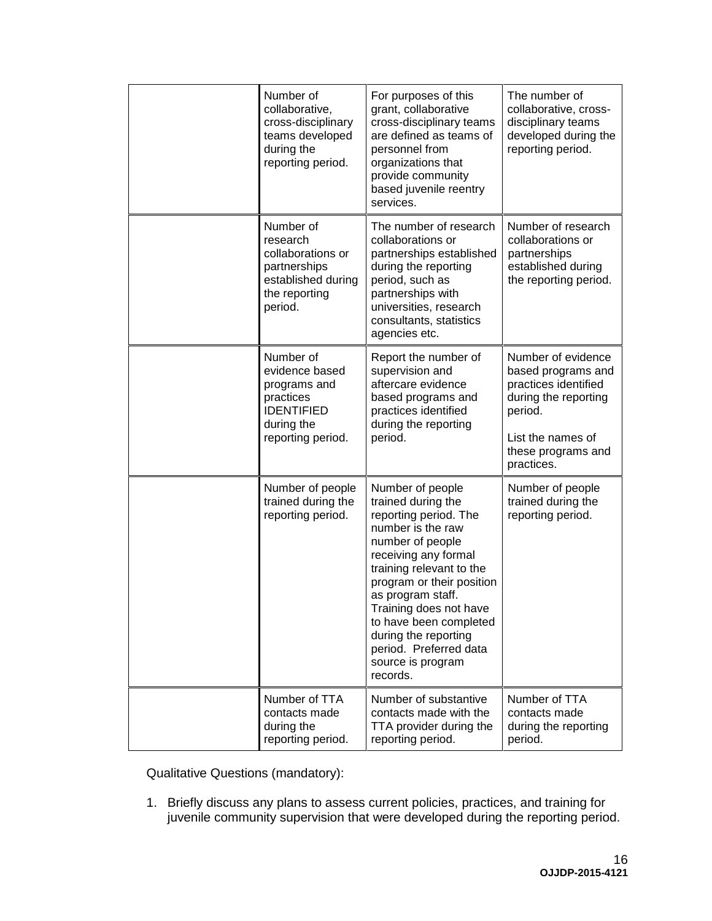| | | | |
|---|---|---|---|
| | Number of collaborative, cross-disciplinary teams developed during the reporting period. | For purposes of this grant, collaborative cross-disciplinary teams are defined as teams of personnel from organizations that provide community based juvenile reentry services. | The number of collaborative, cross-disciplinary teams developed during the reporting period. |
| | Number of research collaborations or partnerships established during the reporting period. | The number of research collaborations or partnerships established during the reporting period, such as partnerships with universities, research consultants, statistics agencies etc. | Number of research collaborations or partnerships established during the reporting period. |
| | Number of evidence based programs and practices IDENTIFIED during the reporting period. | Report the number of supervision and aftercare evidence based programs and practices identified during the reporting period. | Number of evidence based programs and practices identified during the reporting period.<br><br>List the names of these programs and practices. |
| | Number of people trained during the reporting period. | Number of people trained during the reporting period. The number is the raw number of people receiving any formal training relevant to the program or their position as program staff. Training does not have to have been completed during the reporting period. Preferred data source is program records. | Number of people trained during the reporting period. |
| | Number of TTA contacts made during the reporting period. | Number of substantive contacts made with the TTA provider during the reporting period. | Number of TTA contacts made during the reporting period. |

Qualitative Questions (mandatory):

1. Briefly discuss any plans to assess current policies, practices, and training for juvenile community supervision that were developed during the reporting period.

**OJJDP-2015-4121**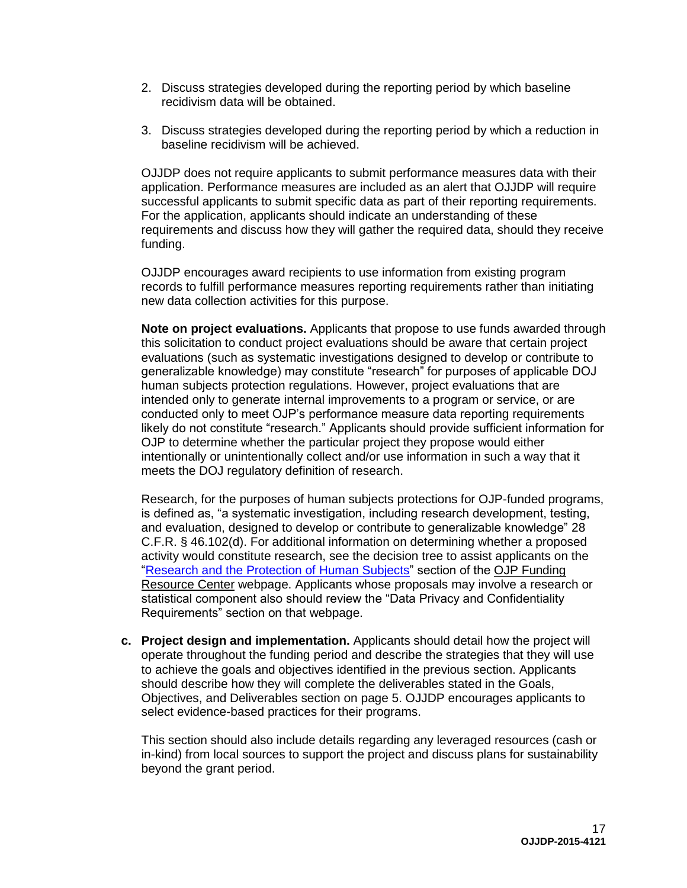2. Discuss strategies developed during the reporting period by which baseline recidivism data will be obtained.

3. Discuss strategies developed during the reporting period by which a reduction in baseline recidivism will be achieved.

OJJDP does not require applicants to submit performance measures data with their application. Performance measures are included as an alert that OJJDP will require successful applicants to submit specific data as part of their reporting requirements. For the application, applicants should indicate an understanding of these requirements and discuss how they will gather the required data, should they receive funding.

OJJDP encourages award recipients to use information from existing program records to fulfill performance measures reporting requirements rather than initiating new data collection activities for this purpose.

**Note on project evaluations.** Applicants that propose to use funds awarded through this solicitation to conduct project evaluations should be aware that certain project evaluations (such as systematic investigations designed to develop or contribute to generalizable knowledge) may constitute "research" for purposes of applicable DOJ human subjects protection regulations. However, project evaluations that are intended only to generate internal improvements to a program or service, or are conducted only to meet OJP's performance measure data reporting requirements likely do not constitute "research." Applicants should provide sufficient information for OJP to determine whether the particular project they propose would either intentionally or unintentionally collect and/or use information in such a way that it meets the DOJ regulatory definition of research.

Research, for the purposes of human subjects protections for OJP-funded programs, is defined as, "a systematic investigation, including research development, testing, and evaluation, designed to develop or contribute to generalizable knowledge" 28 C.F.R. § 46.102(d). For additional information on determining whether a proposed activity would constitute research, see the decision tree to assist applicants on the "Research and the Protection of Human Subjects" section of the OJP Funding Resource Center webpage. Applicants whose proposals may involve a research or statistical component also should review the "Data Privacy and Confidentiality Requirements" section on that webpage.

c. **Project design and implementation.** Applicants should detail how the project will operate throughout the funding period and describe the strategies that they will use to achieve the goals and objectives identified in the previous section. Applicants should describe how they will complete the deliverables stated in the Goals, Objectives, and Deliverables section on page 5. OJJDP encourages applicants to select evidence-based practices for their programs.

   This section should also include details regarding any leveraged resources (cash or in-kind) from local sources to support the project and discuss plans for sustainability beyond the grant period.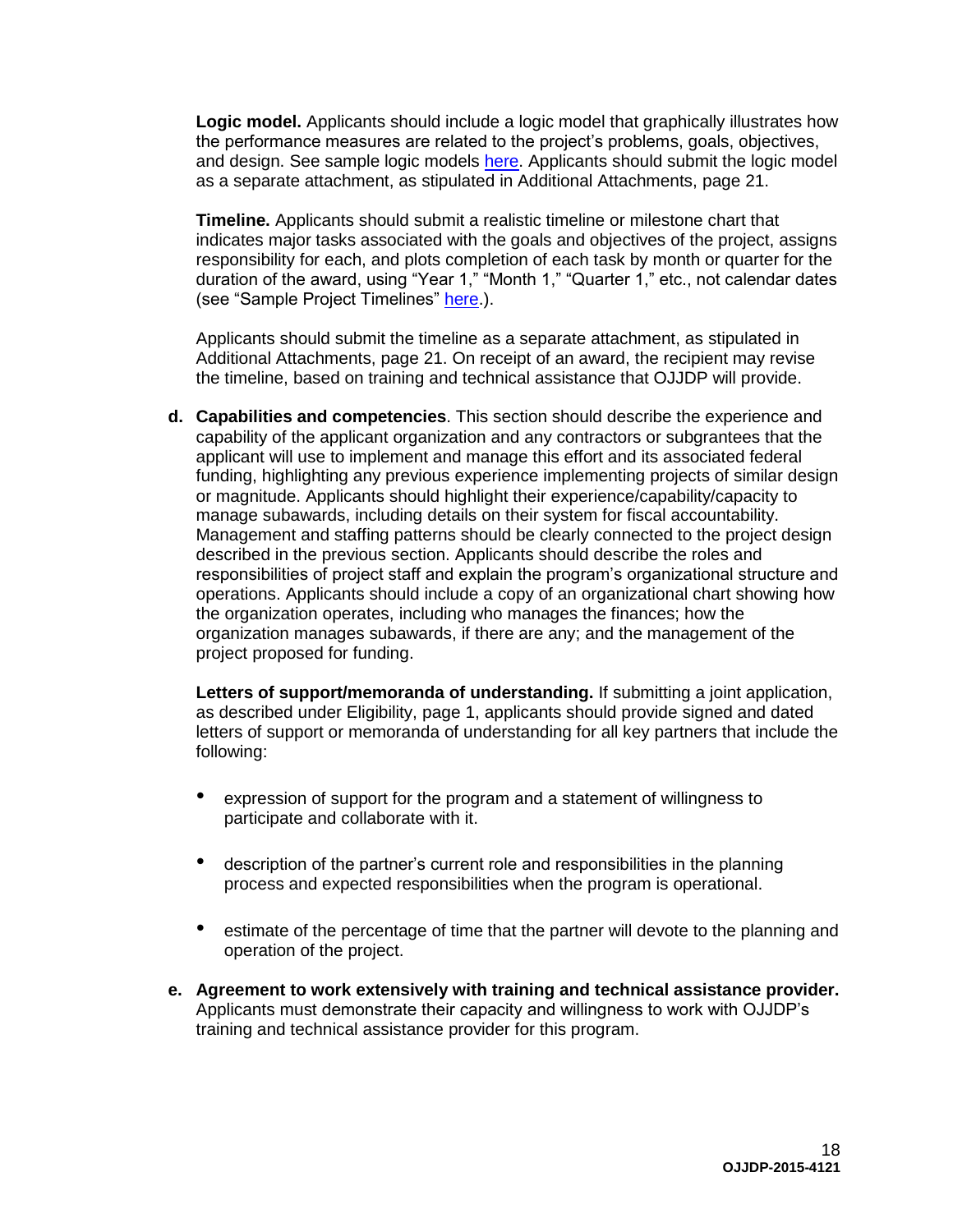**Logic model.** Applicants should include a logic model that graphically illustrates how the performance measures are related to the project's problems, goals, objectives, and design. See sample logic models here. Applicants should submit the logic model as a separate attachment, as stipulated in Additional Attachments, page 21.

**Timeline.** Applicants should submit a realistic timeline or milestone chart that indicates major tasks associated with the goals and objectives of the project, assigns responsibility for each, and plots completion of each task by month or quarter for the duration of the award, using "Year 1," "Month 1," "Quarter 1," etc., not calendar dates (see "Sample Project Timelines" here.).

Applicants should submit the timeline as a separate attachment, as stipulated in Additional Attachments, page 21. On receipt of an award, the recipient may revise the timeline, based on training and technical assistance that OJJDP will provide.

**d. Capabilities and competencies**. This section should describe the experience and capability of the applicant organization and any contractors or subgrantees that the applicant will use to implement and manage this effort and its associated federal funding, highlighting any previous experience implementing projects of similar design or magnitude. Applicants should highlight their experience/capability/capacity to manage subawards, including details on their system for fiscal accountability. Management and staffing patterns should be clearly connected to the project design described in the previous section. Applicants should describe the roles and responsibilities of project staff and explain the program's organizational structure and operations. Applicants should include a copy of an organizational chart showing how the organization operates, including who manages the finances; how the organization manages subawards, if there are any; and the management of the project proposed for funding.

**Letters of support/memoranda of understanding.** If submitting a joint application, as described under Eligibility, page 1, applicants should provide signed and dated letters of support or memoranda of understanding for all key partners that include the following:

- expression of support for the program and a statement of willingness to participate and collaborate with it.
- description of the partner's current role and responsibilities in the planning process and expected responsibilities when the program is operational.
- estimate of the percentage of time that the partner will devote to the planning and operation of the project.

**e. Agreement to work extensively with training and technical assistance provider.** Applicants must demonstrate their capacity and willingness to work with OJJDP's training and technical assistance provider for this program.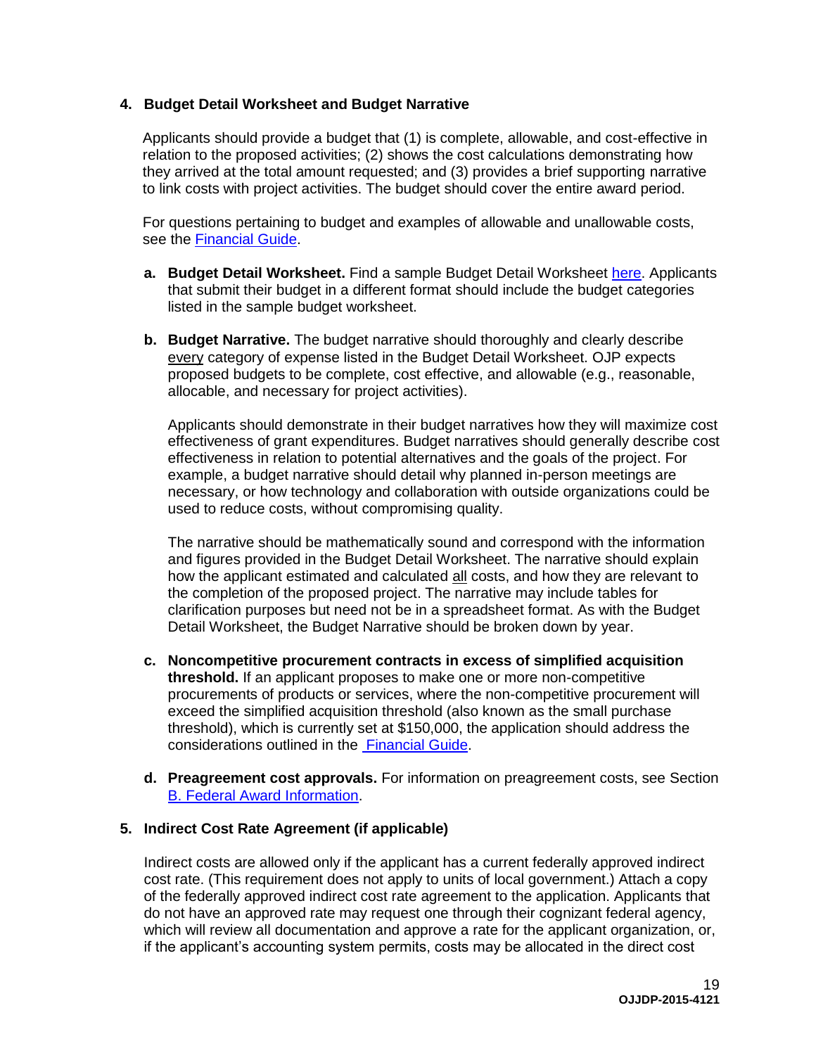## 4. Budget Detail Worksheet and Budget Narrative

Applicants should provide a budget that (1) is complete, allowable, and cost-effective in relation to the proposed activities; (2) shows the cost calculations demonstrating how they arrived at the total amount requested; and (3) provides a brief supporting narrative to link costs with project activities. The budget should cover the entire award period.

For questions pertaining to budget and examples of allowable and unallowable costs, see the Financial Guide.

**a. Budget Detail Worksheet.** Find a sample Budget Detail Worksheet here. Applicants that submit their budget in a different format should include the budget categories listed in the sample budget worksheet.

**b. Budget Narrative.** The budget narrative should thoroughly and clearly describe every category of expense listed in the Budget Detail Worksheet. OJP expects proposed budgets to be complete, cost effective, and allowable (e.g., reasonable, allocable, and necessary for project activities).

Applicants should demonstrate in their budget narratives how they will maximize cost effectiveness of grant expenditures. Budget narratives should generally describe cost effectiveness in relation to potential alternatives and the goals of the project. For example, a budget narrative should detail why planned in-person meetings are necessary, or how technology and collaboration with outside organizations could be used to reduce costs, without compromising quality.

The narrative should be mathematically sound and correspond with the information and figures provided in the Budget Detail Worksheet. The narrative should explain how the applicant estimated and calculated all costs, and how they are relevant to the completion of the proposed project. The narrative may include tables for clarification purposes but need not be in a spreadsheet format. As with the Budget Detail Worksheet, the Budget Narrative should be broken down by year.

**c. Noncompetitive procurement contracts in excess of simplified acquisition threshold.** If an applicant proposes to make one or more non-competitive procurements of products or services, where the non-competitive procurement will exceed the simplified acquisition threshold (also known as the small purchase threshold), which is currently set at $150,000, the application should address the considerations outlined in the Financial Guide.

**d. Preagreement cost approvals.** For information on preagreement costs, see Section B. Federal Award Information.

## 5. Indirect Cost Rate Agreement (if applicable)

Indirect costs are allowed only if the applicant has a current federally approved indirect cost rate. (This requirement does not apply to units of local government.) Attach a copy of the federally approved indirect cost rate agreement to the application. Applicants that do not have an approved rate may request one through their cognizant federal agency, which will review all documentation and approve a rate for the applicant organization, or, if the applicant's accounting system permits, costs may be allocated in the direct cost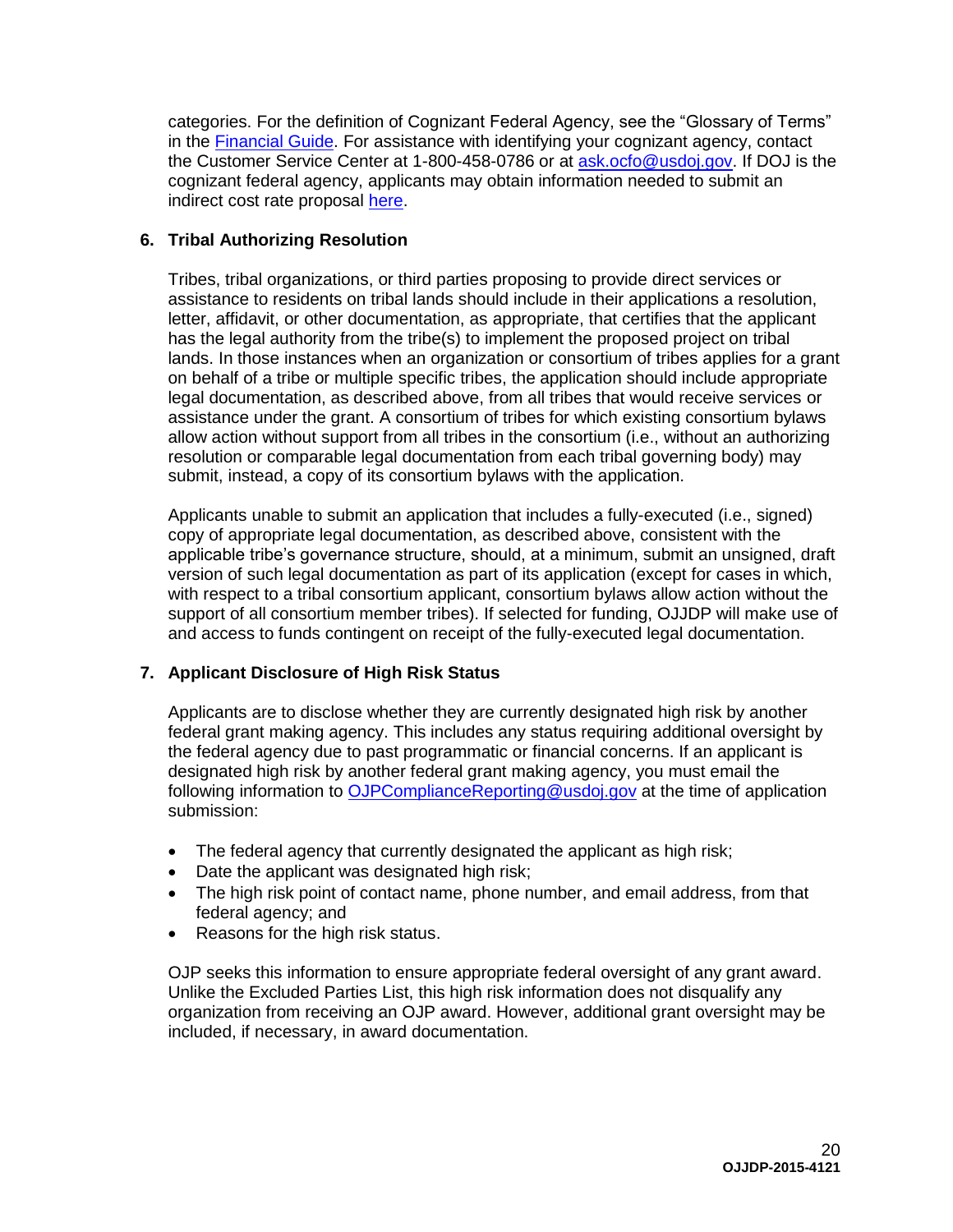categories. For the definition of Cognizant Federal Agency, see the "Glossary of Terms" in the Financial Guide. For assistance with identifying your cognizant agency, contact the Customer Service Center at 1-800-458-0786 or at ask.ocfo@usdoj.gov. If DOJ is the cognizant federal agency, applicants may obtain information needed to submit an indirect cost rate proposal here.

**6. Tribal Authorizing Resolution**

Tribes, tribal organizations, or third parties proposing to provide direct services or assistance to residents on tribal lands should include in their applications a resolution, letter, affidavit, or other documentation, as appropriate, that certifies that the applicant has the legal authority from the tribe(s) to implement the proposed project on tribal lands. In those instances when an organization or consortium of tribes applies for a grant on behalf of a tribe or multiple specific tribes, the application should include appropriate legal documentation, as described above, from all tribes that would receive services or assistance under the grant. A consortium of tribes for which existing consortium bylaws allow action without support from all tribes in the consortium (i.e., without an authorizing resolution or comparable legal documentation from each tribal governing body) may submit, instead, a copy of its consortium bylaws with the application.

Applicants unable to submit an application that includes a fully-executed (i.e., signed) copy of appropriate legal documentation, as described above, consistent with the applicable tribe's governance structure, should, at a minimum, submit an unsigned, draft version of such legal documentation as part of its application (except for cases in which, with respect to a tribal consortium applicant, consortium bylaws allow action without the support of all consortium member tribes). If selected for funding, OJJDP will make use of and access to funds contingent on receipt of the fully-executed legal documentation.

**7. Applicant Disclosure of High Risk Status**

Applicants are to disclose whether they are currently designated high risk by another federal grant making agency. This includes any status requiring additional oversight by the federal agency due to past programmatic or financial concerns. If an applicant is designated high risk by another federal grant making agency, you must email the following information to OJPComplianceReporting@usdoj.gov at the time of application submission:

- The federal agency that currently designated the applicant as high risk;
- Date the applicant was designated high risk;
- The high risk point of contact name, phone number, and email address, from that federal agency; and
- Reasons for the high risk status.

OJP seeks this information to ensure appropriate federal oversight of any grant award. Unlike the Excluded Parties List, this high risk information does not disqualify any organization from receiving an OJP award. However, additional grant oversight may be included, if necessary, in award documentation.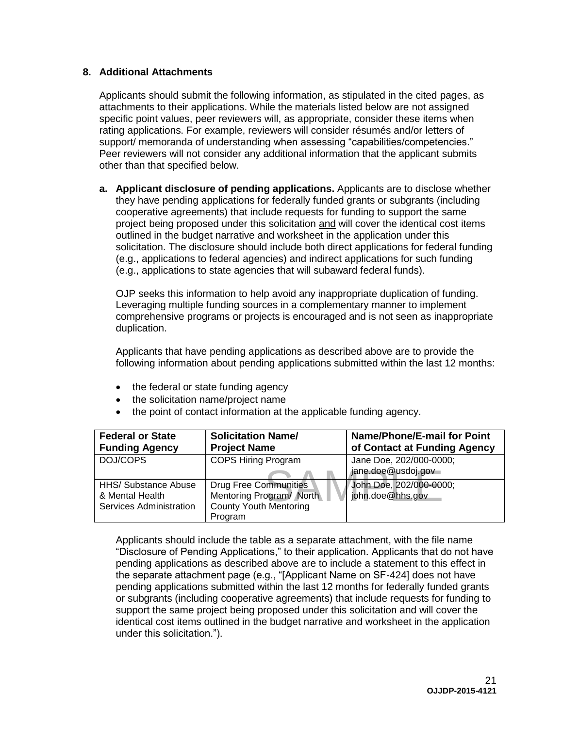**8. Additional Attachments**

Applicants should submit the following information, as stipulated in the cited pages, as attachments to their applications. While the materials listed below are not assigned specific point values, peer reviewers will, as appropriate, consider these items when rating applications. For example, reviewers will consider résumés and/or letters of support/ memoranda of understanding when assessing "capabilities/competencies." Peer reviewers will not consider any additional information that the applicant submits other than that specified below.

**a. Applicant disclosure of pending applications.** Applicants are to disclose whether they have pending applications for federally funded grants or subgrants (including cooperative agreements) that include requests for funding to support the same project being proposed under this solicitation and will cover the identical cost items outlined in the budget narrative and worksheet in the application under this solicitation. The disclosure should include both direct applications for federal funding (e.g., applications to federal agencies) and indirect applications for such funding (e.g., applications to state agencies that will subaward federal funds).

OJP seeks this information to help avoid any inappropriate duplication of funding. Leveraging multiple funding sources in a complementary manner to implement comprehensive programs or projects is encouraged and is not seen as inappropriate duplication.

Applicants that have pending applications as described above are to provide the following information about pending applications submitted within the last 12 months:

- the federal or state funding agency
- the solicitation name/project name
- the point of contact information at the applicable funding agency.

| **Federal or State Funding Agency** | **Solicitation Name/ Project Name** | **Name/Phone/E-mail for Point of Contact at Funding Agency** |
|---|---|---|
| DOJ/COPS | COPS Hiring Program | Jane Doe, 202/000-0000; jane.doe@usdoj.gov |
| HHS/ Substance Abuse & Mental Health Services Administration | Drug Free Communities Mentoring Program/ North County Youth Mentoring Program | John Doe, 202/000-0000; john.doe@hhs.gov |

Applicants should include the table as a separate attachment, with the file name "Disclosure of Pending Applications," to their application. Applicants that do not have pending applications as described above are to include a statement to this effect in the separate attachment page (e.g., "[Applicant Name on SF-424] does not have pending applications submitted within the last 12 months for federally funded grants or subgrants (including cooperative agreements) that include requests for funding to support the same project being proposed under this solicitation and will cover the identical cost items outlined in the budget narrative and worksheet in the application under this solicitation.").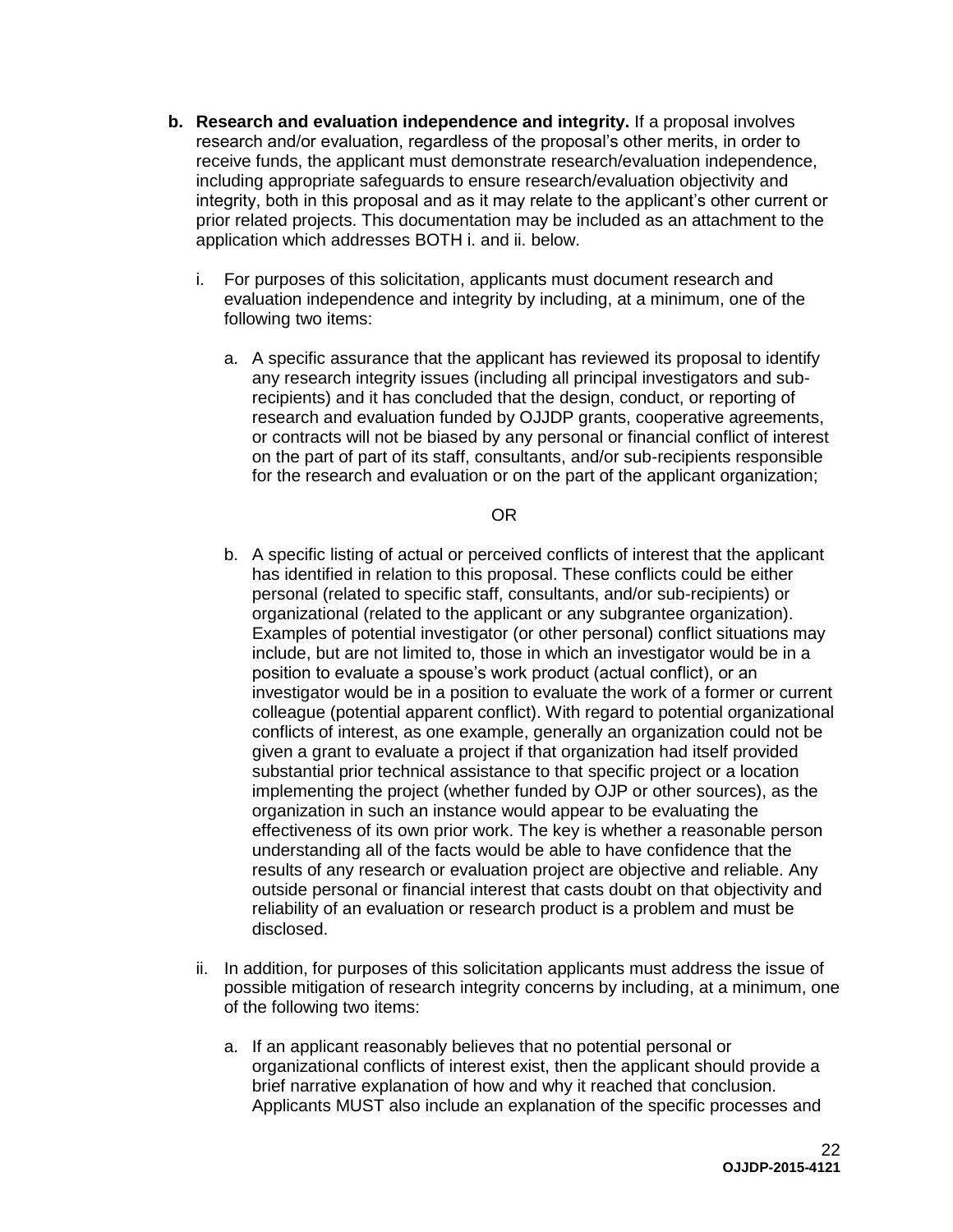b. **Research and evaluation independence and integrity.** If a proposal involves research and/or evaluation, regardless of the proposal's other merits, in order to receive funds, the applicant must demonstrate research/evaluation independence, including appropriate safeguards to ensure research/evaluation objectivity and integrity, both in this proposal and as it may relate to the applicant's other current or prior related projects. This documentation may be included as an attachment to the application which addresses BOTH i. and ii. below.

   i. For purposes of this solicitation, applicants must document research and evaluation independence and integrity by including, at a minimum, one of the following two items:

      a. A specific assurance that the applicant has reviewed its proposal to identify any research integrity issues (including all principal investigators and sub-recipients) and it has concluded that the design, conduct, or reporting of research and evaluation funded by OJJDP grants, cooperative agreements, or contracts will not be biased by any personal or financial conflict of interest on the part of part of its staff, consultants, and/or sub-recipients responsible for the research and evaluation or on the part of the applicant organization;

      OR

      b. A specific listing of actual or perceived conflicts of interest that the applicant has identified in relation to this proposal. These conflicts could be either personal (related to specific staff, consultants, and/or sub-recipients) or organizational (related to the applicant or any subgrantee organization). Examples of potential investigator (or other personal) conflict situations may include, but are not limited to, those in which an investigator would be in a position to evaluate a spouse's work product (actual conflict), or an investigator would be in a position to evaluate the work of a former or current colleague (potential apparent conflict). With regard to potential organizational conflicts of interest, as one example, generally an organization could not be given a grant to evaluate a project if that organization had itself provided substantial prior technical assistance to that specific project or a location implementing the project (whether funded by OJP or other sources), as the organization in such an instance would appear to be evaluating the effectiveness of its own prior work. The key is whether a reasonable person understanding all of the facts would be able to have confidence that the results of any research or evaluation project are objective and reliable. Any outside personal or financial interest that casts doubt on that objectivity and reliability of an evaluation or research product is a problem and must be disclosed.

   ii. In addition, for purposes of this solicitation applicants must address the issue of possible mitigation of research integrity concerns by including, at a minimum, one of the following two items:

      a. If an applicant reasonably believes that no potential personal or organizational conflicts of interest exist, then the applicant should provide a brief narrative explanation of how and why it reached that conclusion. Applicants MUST also include an explanation of the specific processes and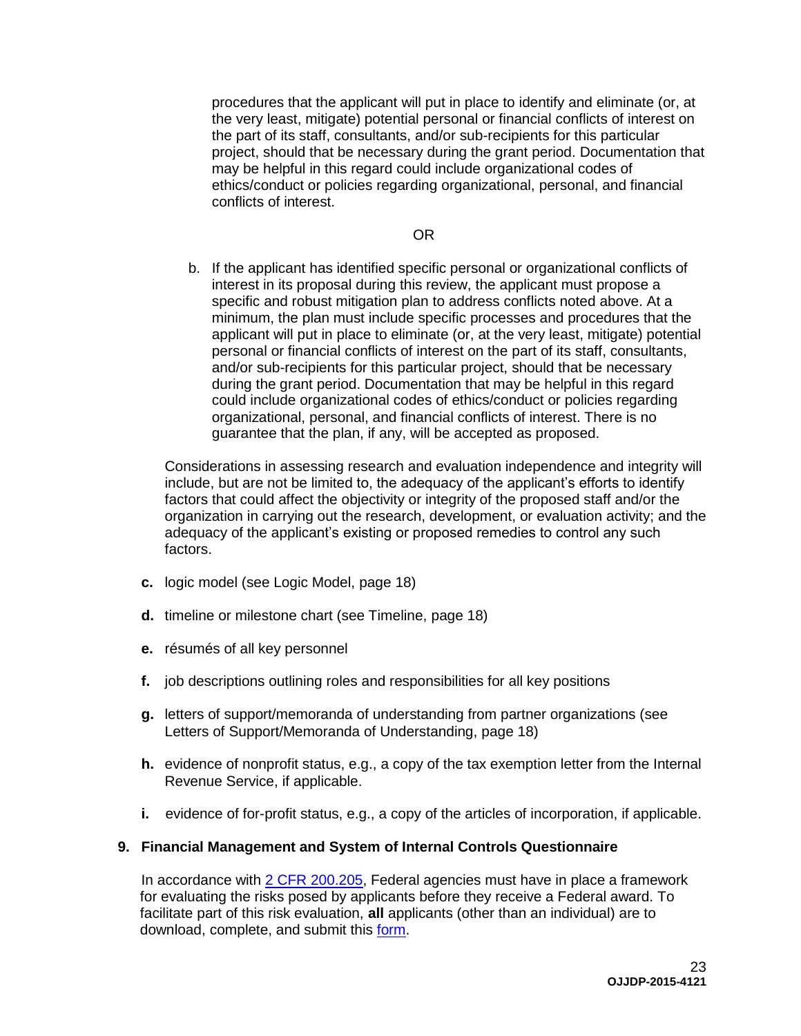procedures that the applicant will put in place to identify and eliminate (or, at the very least, mitigate) potential personal or financial conflicts of interest on the part of its staff, consultants, and/or sub-recipients for this particular project, should that be necessary during the grant period. Documentation that may be helpful in this regard could include organizational codes of ethics/conduct or policies regarding organizational, personal, and financial conflicts of interest.

OR

b. If the applicant has identified specific personal or organizational conflicts of interest in its proposal during this review, the applicant must propose a specific and robust mitigation plan to address conflicts noted above. At a minimum, the plan must include specific processes and procedures that the applicant will put in place to eliminate (or, at the very least, mitigate) potential personal or financial conflicts of interest on the part of its staff, consultants, and/or sub-recipients for this particular project, should that be necessary during the grant period. Documentation that may be helpful in this regard could include organizational codes of ethics/conduct or policies regarding organizational, personal, and financial conflicts of interest. There is no guarantee that the plan, if any, will be accepted as proposed.

Considerations in assessing research and evaluation independence and integrity will include, but are not be limited to, the adequacy of the applicant's efforts to identify factors that could affect the objectivity or integrity of the proposed staff and/or the organization in carrying out the research, development, or evaluation activity; and the adequacy of the applicant's existing or proposed remedies to control any such factors.

**c.** logic model (see Logic Model, page 18)

**d.** timeline or milestone chart (see Timeline, page 18)

**e.** résumés of all key personnel

**f.** job descriptions outlining roles and responsibilities for all key positions

**g.** letters of support/memoranda of understanding from partner organizations (see Letters of Support/Memoranda of Understanding, page 18)

**h.** evidence of nonprofit status, e.g., a copy of the tax exemption letter from the Internal Revenue Service, if applicable.

**i.** evidence of for-profit status, e.g., a copy of the articles of incorporation, if applicable.

**9. Financial Management and System of Internal Controls Questionnaire**

In accordance with 2 CFR 200.205, Federal agencies must have in place a framework for evaluating the risks posed by applicants before they receive a Federal award. To facilitate part of this risk evaluation, **all** applicants (other than an individual) are to download, complete, and submit this form.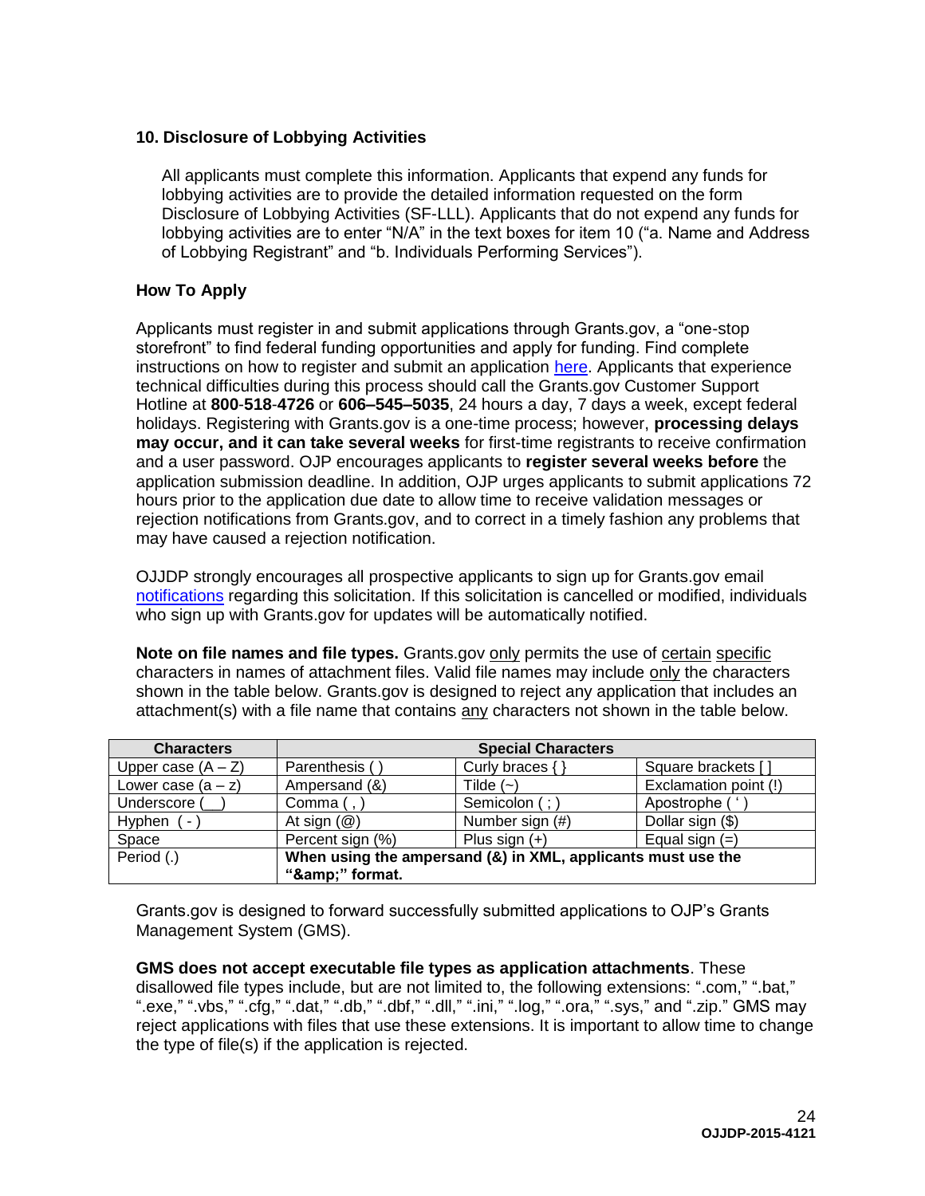**10. Disclosure of Lobbying Activities**

All applicants must complete this information. Applicants that expend any funds for lobbying activities are to provide the detailed information requested on the form Disclosure of Lobbying Activities (SF-LLL). Applicants that do not expend any funds for lobbying activities are to enter "N/A" in the text boxes for item 10 ("a. Name and Address of Lobbying Registrant" and "b. Individuals Performing Services").

**How To Apply**

Applicants must register in and submit applications through Grants.gov, a "one-stop storefront" to find federal funding opportunities and apply for funding. Find complete instructions on how to register and submit an application here. Applicants that experience technical difficulties during this process should call the Grants.gov Customer Support Hotline at **800**-**518**-**4726** or **606–545–5035**, 24 hours a day, 7 days a week, except federal holidays. Registering with Grants.gov is a one-time process; however, **processing delays may occur, and it can take several weeks** for first-time registrants to receive confirmation and a user password. OJP encourages applicants to **register several weeks before** the application submission deadline. In addition, OJP urges applicants to submit applications 72 hours prior to the application due date to allow time to receive validation messages or rejection notifications from Grants.gov, and to correct in a timely fashion any problems that may have caused a rejection notification.

OJJDP strongly encourages all prospective applicants to sign up for Grants.gov email notifications regarding this solicitation. If this solicitation is cancelled or modified, individuals who sign up with Grants.gov for updates will be automatically notified.

**Note on file names and file types.** Grants.gov only permits the use of certain specific characters in names of attachment files. Valid file names may include only the characters shown in the table below. Grants.gov is designed to reject any application that includes an attachment(s) with a file name that contains any characters not shown in the table below.

| Characters | Special Characters | | |
|---|---|---|---|
| Upper case (A – Z) | Parenthesis ( ) | Curly braces { } | Square brackets [ ] |
| Lower case (a – z) | Ampersand (&) | Tilde (~) | Exclamation point (!) |
| Underscore (__) | Comma ( , ) | Semicolon ( ; ) | Apostrophe ( ' ) |
| Hyphen ( - ) | At sign (@) | Number sign (#) | Dollar sign ($) |
| Space | Percent sign (%) | Plus sign (+) | Equal sign (=) |
| Period (.) | **When using the ampersand (&) in XML, applicants must use the "&amp;amp;" format.** | | |

Grants.gov is designed to forward successfully submitted applications to OJP's Grants Management System (GMS).

**GMS does not accept executable file types as application attachments**. These disallowed file types include, but are not limited to, the following extensions: ".com," ".bat," ".exe," ".vbs," ".cfg," ".dat," ".db," ".dbf," ".dll," ".ini," ".log," ".ora," ".sys," and ".zip." GMS may reject applications with files that use these extensions. It is important to allow time to change the type of file(s) if the application is rejected.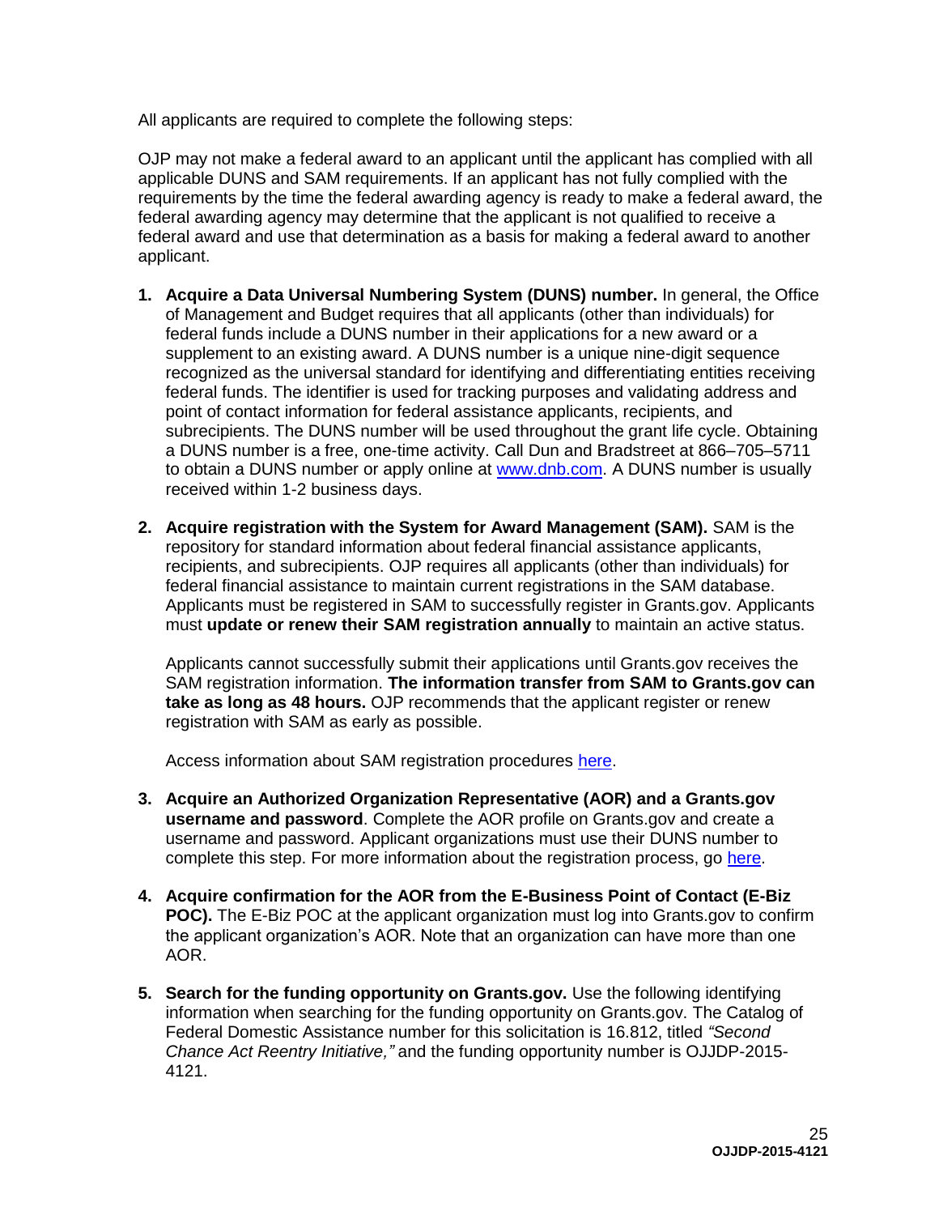All applicants are required to complete the following steps:

OJP may not make a federal award to an applicant until the applicant has complied with all applicable DUNS and SAM requirements. If an applicant has not fully complied with the requirements by the time the federal awarding agency is ready to make a federal award, the federal awarding agency may determine that the applicant is not qualified to receive a federal award and use that determination as a basis for making a federal award to another applicant.

1. **Acquire a Data Universal Numbering System (DUNS) number.** In general, the Office of Management and Budget requires that all applicants (other than individuals) for federal funds include a DUNS number in their applications for a new award or a supplement to an existing award. A DUNS number is a unique nine-digit sequence recognized as the universal standard for identifying and differentiating entities receiving federal funds. The identifier is used for tracking purposes and validating address and point of contact information for federal assistance applicants, recipients, and subrecipients. The DUNS number will be used throughout the grant life cycle. Obtaining a DUNS number is a free, one-time activity. Call Dun and Bradstreet at 866–705–5711 to obtain a DUNS number or apply online at www.dnb.com. A DUNS number is usually received within 1-2 business days.

2. **Acquire registration with the System for Award Management (SAM).** SAM is the repository for standard information about federal financial assistance applicants, recipients, and subrecipients. OJP requires all applicants (other than individuals) for federal financial assistance to maintain current registrations in the SAM database. Applicants must be registered in SAM to successfully register in Grants.gov. Applicants must **update or renew their SAM registration annually** to maintain an active status.

   Applicants cannot successfully submit their applications until Grants.gov receives the SAM registration information. **The information transfer from SAM to Grants.gov can take as long as 48 hours.** OJP recommends that the applicant register or renew registration with SAM as early as possible.

   Access information about SAM registration procedures here.

3. **Acquire an Authorized Organization Representative (AOR) and a Grants.gov username and password**. Complete the AOR profile on Grants.gov and create a username and password. Applicant organizations must use their DUNS number to complete this step. For more information about the registration process, go here.

4. **Acquire confirmation for the AOR from the E-Business Point of Contact (E-Biz POC).** The E-Biz POC at the applicant organization must log into Grants.gov to confirm the applicant organization's AOR. Note that an organization can have more than one AOR.

5. **Search for the funding opportunity on Grants.gov.** Use the following identifying information when searching for the funding opportunity on Grants.gov. The Catalog of Federal Domestic Assistance number for this solicitation is 16.812, titled *"Second Chance Act Reentry Initiative,"* and the funding opportunity number is OJJDP-2015-4121.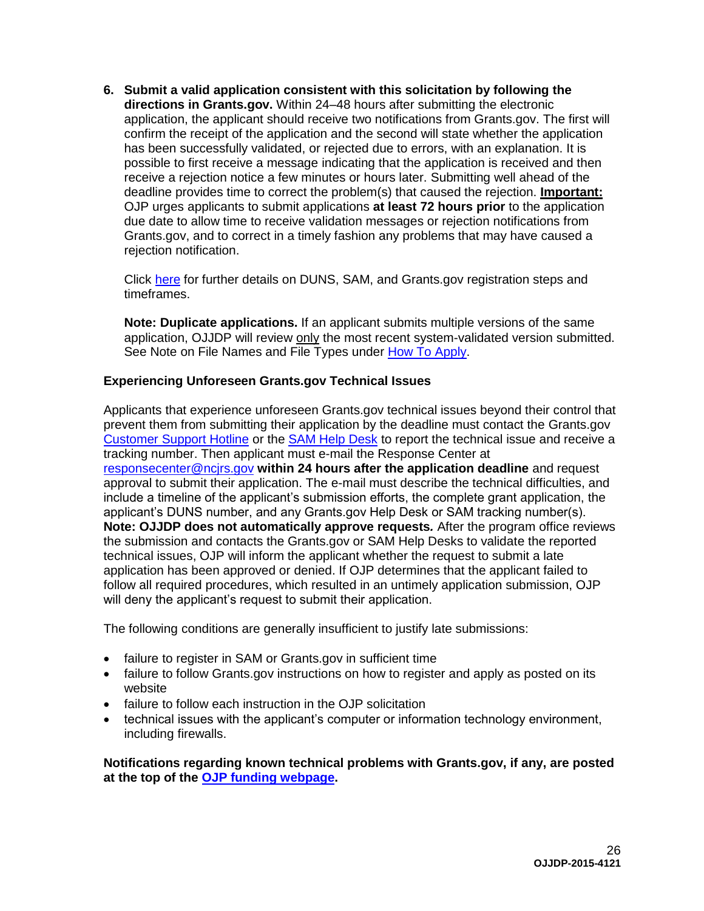6. **Submit a valid application consistent with this solicitation by following the directions in Grants.gov.** Within 24–48 hours after submitting the electronic application, the applicant should receive two notifications from Grants.gov. The first will confirm the receipt of the application and the second will state whether the application has been successfully validated, or rejected due to errors, with an explanation. It is possible to first receive a message indicating that the application is received and then receive a rejection notice a few minutes or hours later. Submitting well ahead of the deadline provides time to correct the problem(s) that caused the rejection. **Important:** OJP urges applicants to submit applications **at least 72 hours prior** to the application due date to allow time to receive validation messages or rejection notifications from Grants.gov, and to correct in a timely fashion any problems that may have caused a rejection notification.

   Click here for further details on DUNS, SAM, and Grants.gov registration steps and timeframes.

   **Note: Duplicate applications.** If an applicant submits multiple versions of the same application, OJJDP will review only the most recent system-validated version submitted. See Note on File Names and File Types under How To Apply.

**Experiencing Unforeseen Grants.gov Technical Issues**

Applicants that experience unforeseen Grants.gov technical issues beyond their control that prevent them from submitting their application by the deadline must contact the Grants.gov Customer Support Hotline or the SAM Help Desk to report the technical issue and receive a tracking number. Then applicant must e-mail the Response Center at responsecenter@ncjrs.gov **within 24 hours after the application deadline** and request approval to submit their application. The e-mail must describe the technical difficulties, and include a timeline of the applicant's submission efforts, the complete grant application, the applicant's DUNS number, and any Grants.gov Help Desk or SAM tracking number(s). **Note: OJJDP does not automatically approve requests.** After the program office reviews the submission and contacts the Grants.gov or SAM Help Desks to validate the reported technical issues, OJP will inform the applicant whether the request to submit a late application has been approved or denied. If OJP determines that the applicant failed to follow all required procedures, which resulted in an untimely application submission, OJP will deny the applicant's request to submit their application.

The following conditions are generally insufficient to justify late submissions:

- failure to register in SAM or Grants.gov in sufficient time
- failure to follow Grants.gov instructions on how to register and apply as posted on its website
- failure to follow each instruction in the OJP solicitation
- technical issues with the applicant's computer or information technology environment, including firewalls.

**Notifications regarding known technical problems with Grants.gov, if any, are posted at the top of the OJP funding webpage.**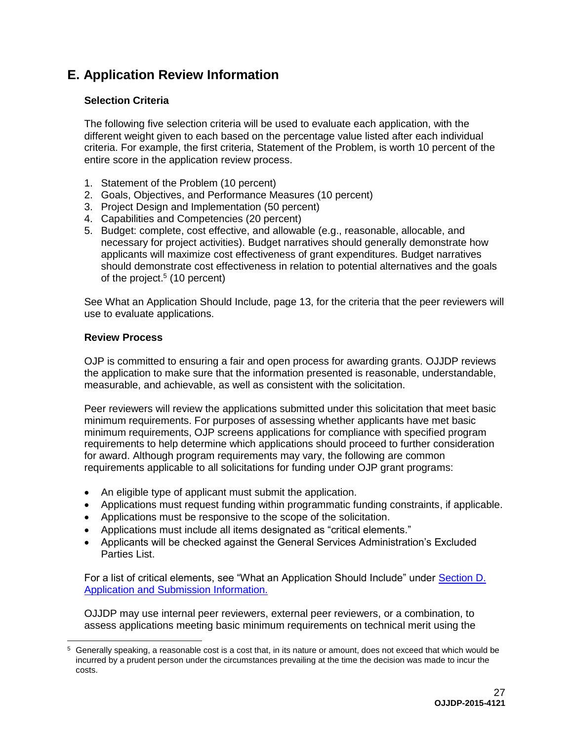## E. Application Review Information

### Selection Criteria

The following five selection criteria will be used to evaluate each application, with the different weight given to each based on the percentage value listed after each individual criteria. For example, the first criteria, Statement of the Problem, is worth 10 percent of the entire score in the application review process.

1. Statement of the Problem (10 percent)
2. Goals, Objectives, and Performance Measures (10 percent)
3. Project Design and Implementation (50 percent)
4. Capabilities and Competencies (20 percent)
5. Budget: complete, cost effective, and allowable (e.g., reasonable, allocable, and necessary for project activities). Budget narratives should generally demonstrate how applicants will maximize cost effectiveness of grant expenditures. Budget narratives should demonstrate cost effectiveness in relation to potential alternatives and the goals of the project.[5] (10 percent)

See What an Application Should Include, page 13, for the criteria that the peer reviewers will use to evaluate applications.

### Review Process

OJP is committed to ensuring a fair and open process for awarding grants. OJJDP reviews the application to make sure that the information presented is reasonable, understandable, measurable, and achievable, as well as consistent with the solicitation.

Peer reviewers will review the applications submitted under this solicitation that meet basic minimum requirements. For purposes of assessing whether applicants have met basic minimum requirements, OJP screens applications for compliance with specified program requirements to help determine which applications should proceed to further consideration for award. Although program requirements may vary, the following are common requirements applicable to all solicitations for funding under OJP grant programs:

- An eligible type of applicant must submit the application.
- Applications must request funding within programmatic funding constraints, if applicable.
- Applications must be responsive to the scope of the solicitation.
- Applications must include all items designated as "critical elements."
- Applicants will be checked against the General Services Administration's Excluded Parties List.

For a list of critical elements, see "What an Application Should Include" under Section D. Application and Submission Information.

OJJDP may use internal peer reviewers, external peer reviewers, or a combination, to assess applications meeting basic minimum requirements on technical merit using the

[5] Generally speaking, a reasonable cost is a cost that, in its nature or amount, does not exceed that which would be incurred by a prudent person under the circumstances prevailing at the time the decision was made to incur the costs.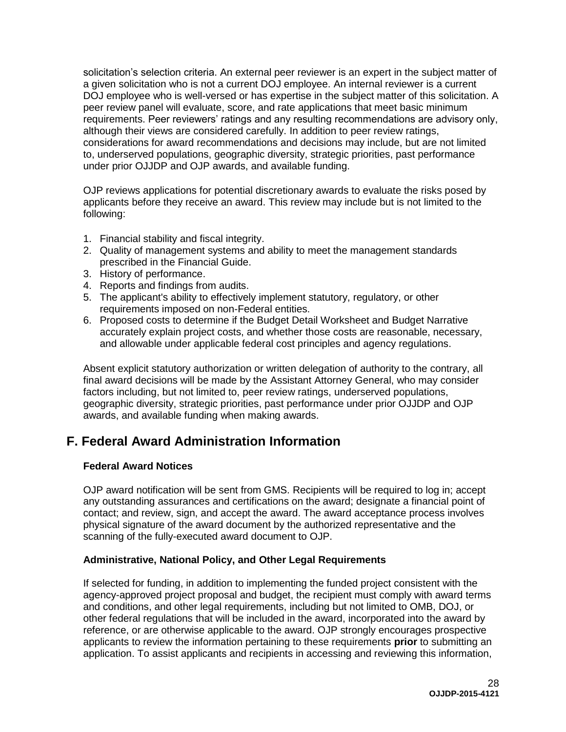solicitation's selection criteria. An external peer reviewer is an expert in the subject matter of a given solicitation who is not a current DOJ employee. An internal reviewer is a current DOJ employee who is well-versed or has expertise in the subject matter of this solicitation. A peer review panel will evaluate, score, and rate applications that meet basic minimum requirements. Peer reviewers' ratings and any resulting recommendations are advisory only, although their views are considered carefully. In addition to peer review ratings, considerations for award recommendations and decisions may include, but are not limited to, underserved populations, geographic diversity, strategic priorities, past performance under prior OJJDP and OJP awards, and available funding.

OJP reviews applications for potential discretionary awards to evaluate the risks posed by applicants before they receive an award. This review may include but is not limited to the following:

1. Financial stability and fiscal integrity.
2. Quality of management systems and ability to meet the management standards prescribed in the Financial Guide.
3. History of performance.
4. Reports and findings from audits.
5. The applicant's ability to effectively implement statutory, regulatory, or other requirements imposed on non-Federal entities.
6. Proposed costs to determine if the Budget Detail Worksheet and Budget Narrative accurately explain project costs, and whether those costs are reasonable, necessary, and allowable under applicable federal cost principles and agency regulations.

Absent explicit statutory authorization or written delegation of authority to the contrary, all final award decisions will be made by the Assistant Attorney General, who may consider factors including, but not limited to, peer review ratings, underserved populations, geographic diversity, strategic priorities, past performance under prior OJJDP and OJP awards, and available funding when making awards.

## F. Federal Award Administration Information

**Federal Award Notices**

OJP award notification will be sent from GMS. Recipients will be required to log in; accept any outstanding assurances and certifications on the award; designate a financial point of contact; and review, sign, and accept the award. The award acceptance process involves physical signature of the award document by the authorized representative and the scanning of the fully-executed award document to OJP.

**Administrative, National Policy, and Other Legal Requirements**

If selected for funding, in addition to implementing the funded project consistent with the agency-approved project proposal and budget, the recipient must comply with award terms and conditions, and other legal requirements, including but not limited to OMB, DOJ, or other federal regulations that will be included in the award, incorporated into the award by reference, or are otherwise applicable to the award. OJP strongly encourages prospective applicants to review the information pertaining to these requirements **prior** to submitting an application. To assist applicants and recipients in accessing and reviewing this information,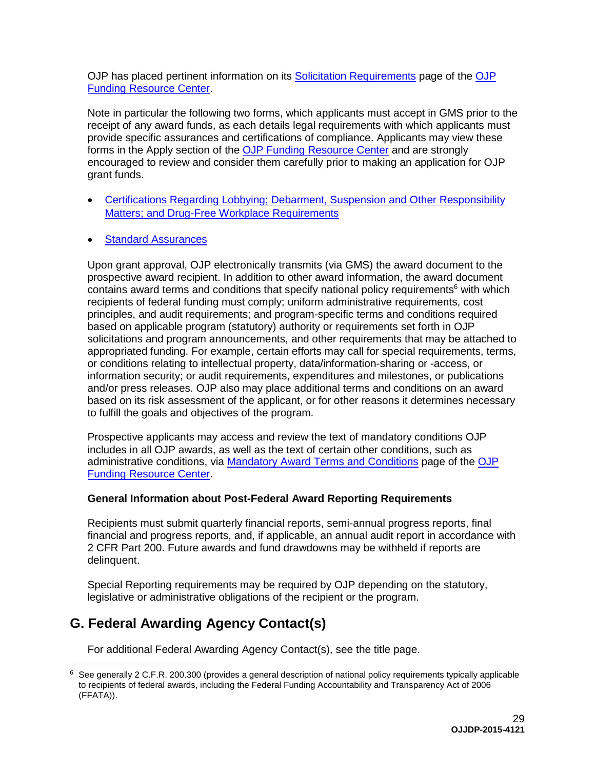OJP has placed pertinent information on its Solicitation Requirements page of the OJP Funding Resource Center.

Note in particular the following two forms, which applicants must accept in GMS prior to the receipt of any award funds, as each details legal requirements with which applicants must provide specific assurances and certifications of compliance. Applicants may view these forms in the Apply section of the OJP Funding Resource Center and are strongly encouraged to review and consider them carefully prior to making an application for OJP grant funds.

- Certifications Regarding Lobbying; Debarment, Suspension and Other Responsibility Matters; and Drug-Free Workplace Requirements
- Standard Assurances

Upon grant approval, OJP electronically transmits (via GMS) the award document to the prospective award recipient. In addition to other award information, the award document contains award terms and conditions that specify national policy requirements[6] with which recipients of federal funding must comply; uniform administrative requirements, cost principles, and audit requirements; and program-specific terms and conditions required based on applicable program (statutory) authority or requirements set forth in OJP solicitations and program announcements, and other requirements that may be attached to appropriated funding. For example, certain efforts may call for special requirements, terms, or conditions relating to intellectual property, data/information-sharing or -access, or information security; or audit requirements, expenditures and milestones, or publications and/or press releases. OJP also may place additional terms and conditions on an award based on its risk assessment of the applicant, or for other reasons it determines necessary to fulfill the goals and objectives of the program.

Prospective applicants may access and review the text of mandatory conditions OJP includes in all OJP awards, as well as the text of certain other conditions, such as administrative conditions, via Mandatory Award Terms and Conditions page of the OJP Funding Resource Center.

**General Information about Post-Federal Award Reporting Requirements**

Recipients must submit quarterly financial reports, semi-annual progress reports, final financial and progress reports, and, if applicable, an annual audit report in accordance with 2 CFR Part 200. Future awards and fund drawdowns may be withheld if reports are delinquent.

Special Reporting requirements may be required by OJP depending on the statutory, legislative or administrative obligations of the recipient or the program.

## G. Federal Awarding Agency Contact(s)

For additional Federal Awarding Agency Contact(s), see the title page.

[6] See generally 2 C.F.R. 200.300 (provides a general description of national policy requirements typically applicable to recipients of federal awards, including the Federal Funding Accountability and Transparency Act of 2006 (FFATA)).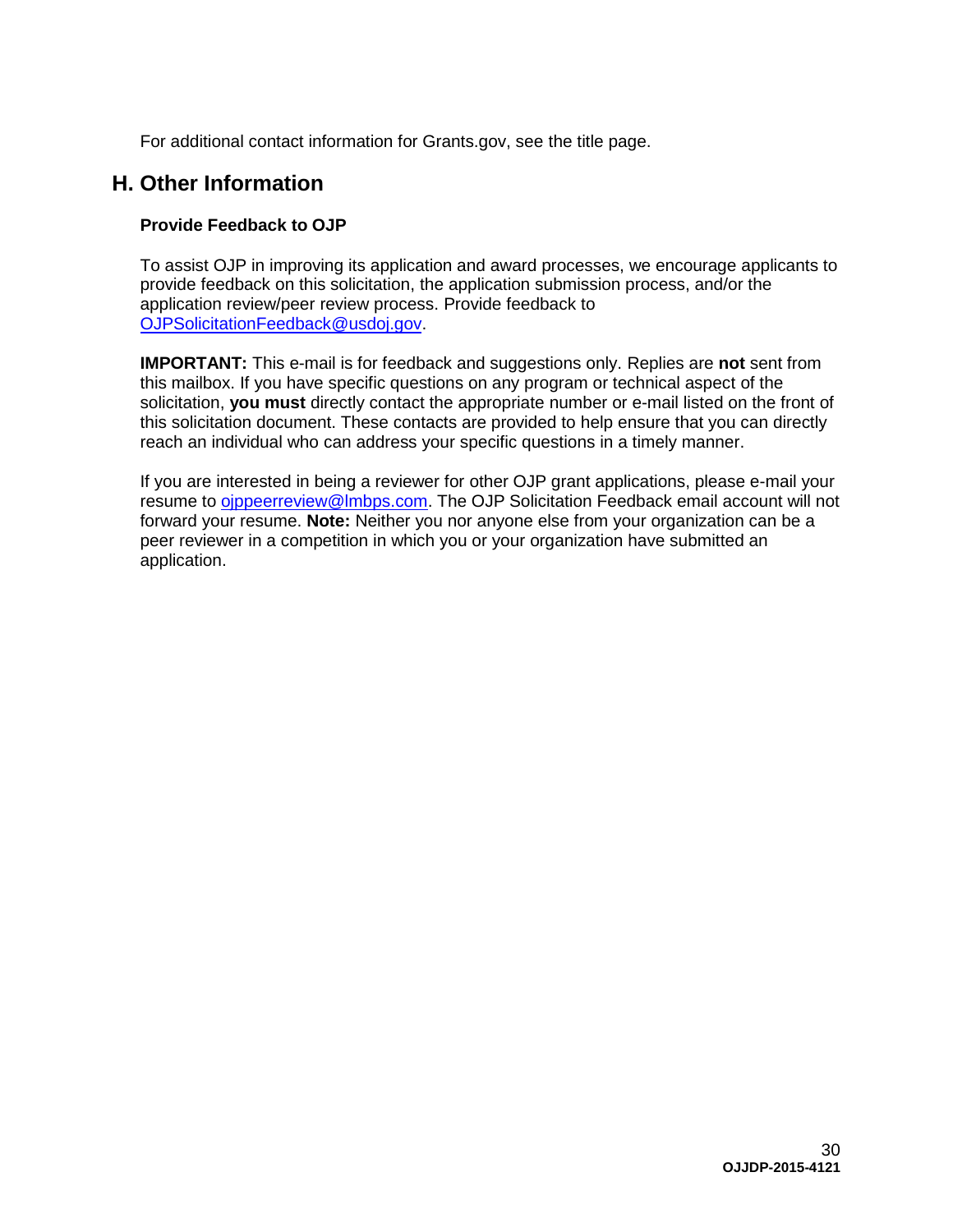For additional contact information for Grants.gov, see the title page.

## H. Other Information

**Provide Feedback to OJP**

To assist OJP in improving its application and award processes, we encourage applicants to provide feedback on this solicitation, the application submission process, and/or the application review/peer review process. Provide feedback to OJPSolicitationFeedback@usdoj.gov.

**IMPORTANT:** This e-mail is for feedback and suggestions only. Replies are **not** sent from this mailbox. If you have specific questions on any program or technical aspect of the solicitation, **you must** directly contact the appropriate number or e-mail listed on the front of this solicitation document. These contacts are provided to help ensure that you can directly reach an individual who can address your specific questions in a timely manner.

If you are interested in being a reviewer for other OJP grant applications, please e-mail your resume to ojppeerreview@lmbps.com. The OJP Solicitation Feedback email account will not forward your resume. **Note:** Neither you nor anyone else from your organization can be a peer reviewer in a competition in which you or your organization have submitted an application.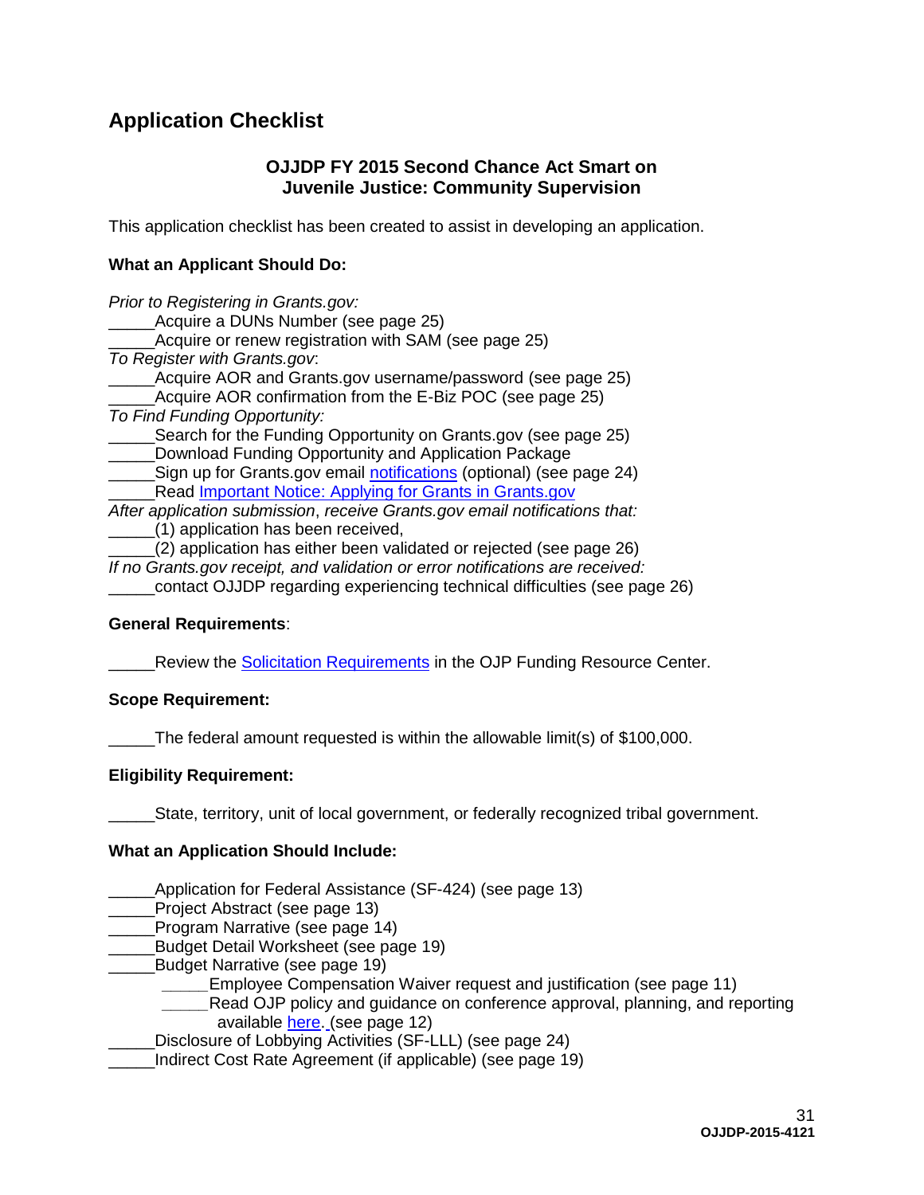## Application Checklist

**OJJDP FY 2015 Second Chance Act Smart on Juvenile Justice: Community Supervision**

This application checklist has been created to assist in developing an application.

**What an Applicant Should Do:**

*Prior to Registering in Grants.gov:*
_____Acquire a DUNs Number (see page 25)
_____Acquire or renew registration with SAM (see page 25)
*To Register with Grants.gov*:
_____Acquire AOR and Grants.gov username/password (see page 25)
_____Acquire AOR confirmation from the E-Biz POC (see page 25)
*To Find Funding Opportunity:*
_____Search for the Funding Opportunity on Grants.gov (see page 25)
_____Download Funding Opportunity and Application Package
_____Sign up for Grants.gov email notifications (optional) (see page 24)
_____Read Important Notice: Applying for Grants in Grants.gov
*After application submission*, *receive Grants.gov email notifications that:*
_____(1) application has been received,
_____(2) application has either been validated or rejected (see page 26)
*If no Grants.gov receipt, and validation or error notifications are received:*
_____contact OJJDP regarding experiencing technical difficulties (see page 26)

**General Requirements**:

_____Review the Solicitation Requirements in the OJP Funding Resource Center.

**Scope Requirement:**

_____The federal amount requested is within the allowable limit(s) of $100,000.

**Eligibility Requirement:**

_____State, territory, unit of local government, or federally recognized tribal government.

**What an Application Should Include:**

_____Application for Federal Assistance (SF-424) (see page 13)
_____Project Abstract (see page 13)
_____Program Narrative (see page 14)
_____Budget Detail Worksheet (see page 19)
_____Budget Narrative (see page 19)
    _____Employee Compensation Waiver request and justification (see page 11)
    _____Read OJP policy and guidance on conference approval, planning, and reporting available here. (see page 12)
_____Disclosure of Lobbying Activities (SF-LLL) (see page 24)
_____Indirect Cost Rate Agreement (if applicable) (see page 19)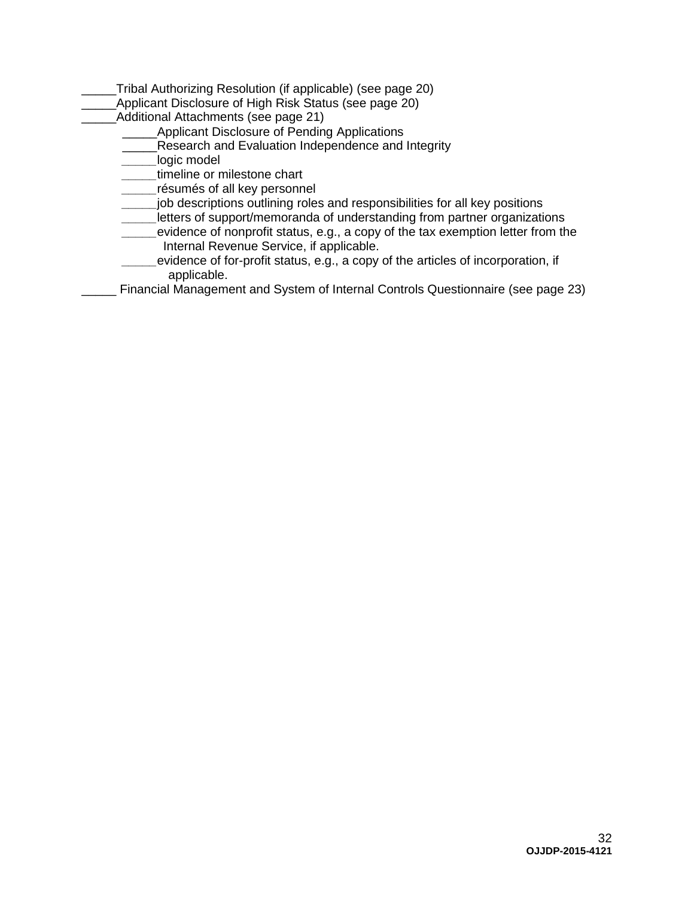_____Tribal Authorizing Resolution (if applicable) (see page 20)
_____Applicant Disclosure of High Risk Status (see page 20)
_____Additional Attachments (see page 21)

- _____Applicant Disclosure of Pending Applications
- _____Research and Evaluation Independence and Integrity
- _____logic model
- _____timeline or milestone chart
- _____résumés of all key personnel
- _____job descriptions outlining roles and responsibilities for all key positions
- _____letters of support/memoranda of understanding from partner organizations
- _____evidence of nonprofit status, e.g., a copy of the tax exemption letter from the Internal Revenue Service, if applicable.
- _____evidence of for-profit status, e.g., a copy of the articles of incorporation, if applicable.

_____ Financial Management and System of Internal Controls Questionnaire (see page 23)